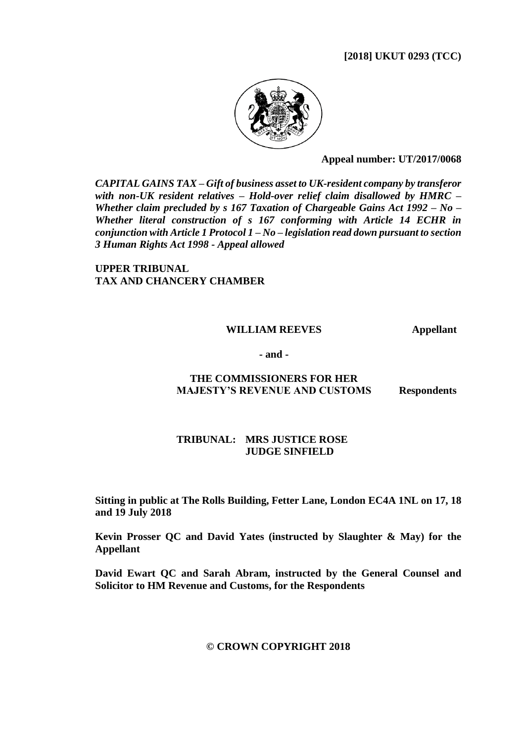**[2018] UKUT 0293 (TCC)**

**Appeal number: UT/2017/0068**

***CAPITAL GAINS TAX – Gift of business asset to UK-resident company by transferor with non-UK resident relatives – Hold-over relief claim disallowed by HMRC – Whether claim precluded by s 167 Taxation of Chargeable Gains Act 1992 – No – Whether literal construction of s 167 conforming with Article 14 ECHR in conjunction with Article 1 Protocol 1 – No – legislation read down pursuant to section 3 Human Rights Act 1998 - Appeal allowed***

**UPPER TRIBUNAL**
**TAX AND CHANCERY CHAMBER**

**WILLIAM REEVES** **Appellant**

**- and -**

**THE COMMISSIONERS FOR HER MAJESTY'S REVENUE AND CUSTOMS** **Respondents**

**TRIBUNAL: MRS JUSTICE ROSE**
**JUDGE SINFIELD**

**Sitting in public at The Rolls Building, Fetter Lane, London EC4A 1NL on 17, 18 and 19 July 2018**

**Kevin Prosser QC and David Yates (instructed by Slaughter & May) for the Appellant**

**David Ewart QC and Sarah Abram, instructed by the General Counsel and Solicitor to HM Revenue and Customs, for the Respondents**

**© CROWN COPYRIGHT 2018**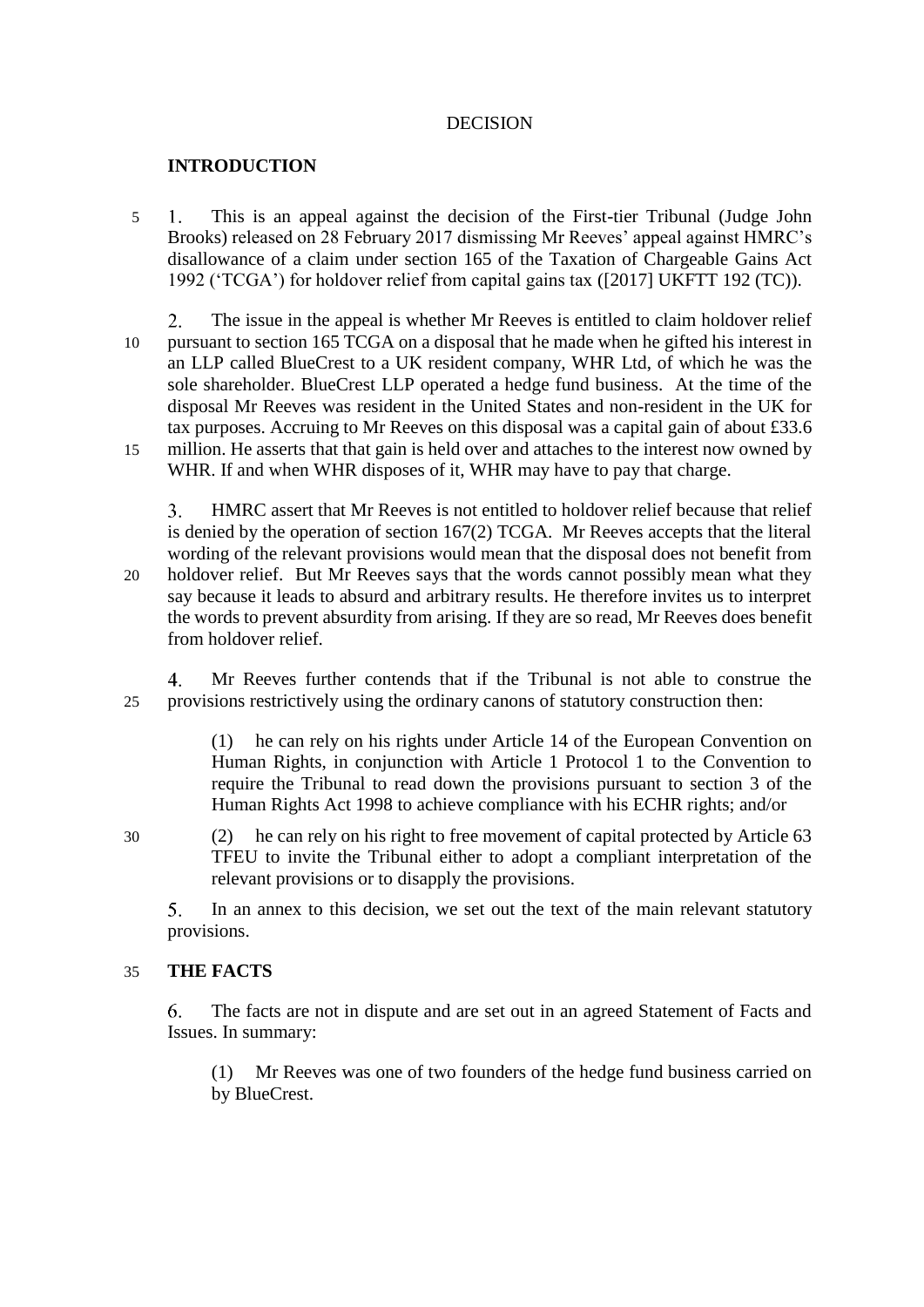DECISION

## INTRODUCTION

1. This is an appeal against the decision of the First-tier Tribunal (Judge John Brooks) released on 28 February 2017 dismissing Mr Reeves' appeal against HMRC's disallowance of a claim under section 165 of the Taxation of Chargeable Gains Act 1992 ('TCGA') for holdover relief from capital gains tax ([2017] UKFTT 192 (TC)).

2. The issue in the appeal is whether Mr Reeves is entitled to claim holdover relief pursuant to section 165 TCGA on a disposal that he made when he gifted his interest in an LLP called BlueCrest to a UK resident company, WHR Ltd, of which he was the sole shareholder. BlueCrest LLP operated a hedge fund business. At the time of the disposal Mr Reeves was resident in the United States and non-resident in the UK for tax purposes. Accruing to Mr Reeves on this disposal was a capital gain of about £33.6 million. He asserts that that gain is held over and attaches to the interest now owned by WHR. If and when WHR disposes of it, WHR may have to pay that charge.

3. HMRC assert that Mr Reeves is not entitled to holdover relief because that relief is denied by the operation of section 167(2) TCGA. Mr Reeves accepts that the literal wording of the relevant provisions would mean that the disposal does not benefit from holdover relief. But Mr Reeves says that the words cannot possibly mean what they say because it leads to absurd and arbitrary results. He therefore invites us to interpret the words to prevent absurdity from arising. If they are so read, Mr Reeves does benefit from holdover relief.

4. Mr Reeves further contends that if the Tribunal is not able to construe the provisions restrictively using the ordinary canons of statutory construction then:

   (1) he can rely on his rights under Article 14 of the European Convention on Human Rights, in conjunction with Article 1 Protocol 1 to the Convention to require the Tribunal to read down the provisions pursuant to section 3 of the Human Rights Act 1998 to achieve compliance with his ECHR rights; and/or

   (2) he can rely on his right to free movement of capital protected by Article 63 TFEU to invite the Tribunal either to adopt a compliant interpretation of the relevant provisions or to disapply the provisions.

5. In an annex to this decision, we set out the text of the main relevant statutory provisions.

## THE FACTS

6. The facts are not in dispute and are set out in an agreed Statement of Facts and Issues. In summary:

   (1) Mr Reeves was one of two founders of the hedge fund business carried on by BlueCrest.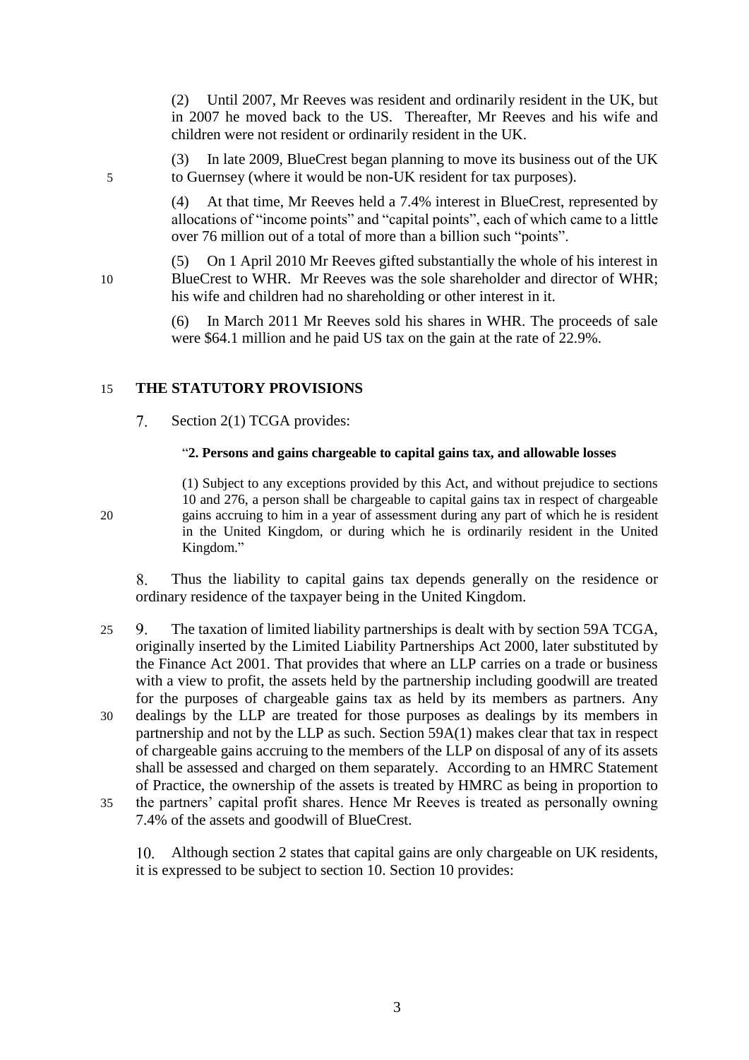(2) Until 2007, Mr Reeves was resident and ordinarily resident in the UK, but in 2007 he moved back to the US. Thereafter, Mr Reeves and his wife and children were not resident or ordinarily resident in the UK.

(3) In late 2009, BlueCrest began planning to move its business out of the UK to Guernsey (where it would be non-UK resident for tax purposes).

(4) At that time, Mr Reeves held a 7.4% interest in BlueCrest, represented by allocations of "income points" and "capital points", each of which came to a little over 76 million out of a total of more than a billion such "points".

(5) On 1 April 2010 Mr Reeves gifted substantially the whole of his interest in BlueCrest to WHR. Mr Reeves was the sole shareholder and director of WHR; his wife and children had no shareholding or other interest in it.

(6) In March 2011 Mr Reeves sold his shares in WHR. The proceeds of sale were $64.1 million and he paid US tax on the gain at the rate of 22.9%.

## THE STATUTORY PROVISIONS

7. Section 2(1) TCGA provides:

> "**2. Persons and gains chargeable to capital gains tax, and allowable losses**
>
> (1) Subject to any exceptions provided by this Act, and without prejudice to sections 10 and 276, a person shall be chargeable to capital gains tax in respect of chargeable gains accruing to him in a year of assessment during any part of which he is resident in the United Kingdom, or during which he is ordinarily resident in the United Kingdom."

8. Thus the liability to capital gains tax depends generally on the residence or ordinary residence of the taxpayer being in the United Kingdom.

9. The taxation of limited liability partnerships is dealt with by section 59A TCGA, originally inserted by the Limited Liability Partnerships Act 2000, later substituted by the Finance Act 2001. That provides that where an LLP carries on a trade or business with a view to profit, the assets held by the partnership including goodwill are treated for the purposes of chargeable gains tax as held by its members as partners. Any dealings by the LLP are treated for those purposes as dealings by its members in partnership and not by the LLP as such. Section 59A(1) makes clear that tax in respect of chargeable gains accruing to the members of the LLP on disposal of any of its assets shall be assessed and charged on them separately. According to an HMRC Statement of Practice, the ownership of the assets is treated by HMRC as being in proportion to the partners' capital profit shares. Hence Mr Reeves is treated as personally owning 7.4% of the assets and goodwill of BlueCrest.

10. Although section 2 states that capital gains are only chargeable on UK residents, it is expressed to be subject to section 10. Section 10 provides: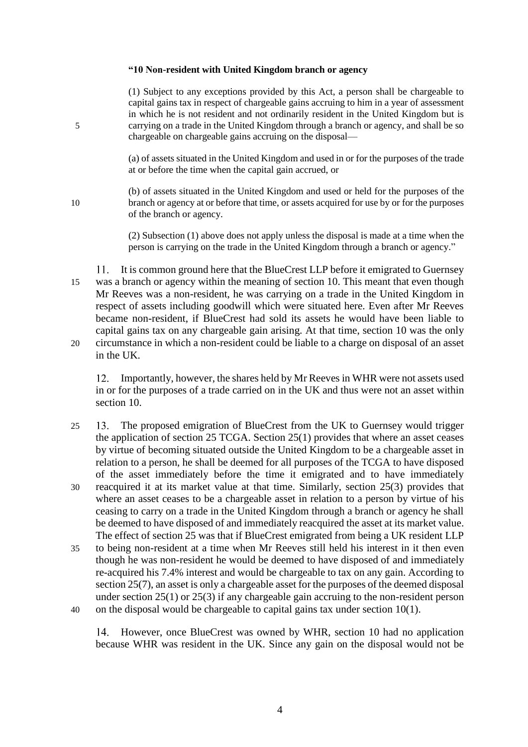> **"10 Non-resident with United Kingdom branch or agency**
>
> (1) Subject to any exceptions provided by this Act, a person shall be chargeable to capital gains tax in respect of chargeable gains accruing to him in a year of assessment in which he is not resident and not ordinarily resident in the United Kingdom but is carrying on a trade in the United Kingdom through a branch or agency, and shall be so chargeable on chargeable gains accruing on the disposal—
>
> (a) of assets situated in the United Kingdom and used in or for the purposes of the trade at or before the time when the capital gain accrued, or
>
> (b) of assets situated in the United Kingdom and used or held for the purposes of the branch or agency at or before that time, or assets acquired for use by or for the purposes of the branch or agency.
>
> (2) Subsection (1) above does not apply unless the disposal is made at a time when the person is carrying on the trade in the United Kingdom through a branch or agency."

11. It is common ground here that the BlueCrest LLP before it emigrated to Guernsey was a branch or agency within the meaning of section 10. This meant that even though Mr Reeves was a non-resident, he was carrying on a trade in the United Kingdom in respect of assets including goodwill which were situated here. Even after Mr Reeves became non-resident, if BlueCrest had sold its assets he would have been liable to capital gains tax on any chargeable gain arising. At that time, section 10 was the only circumstance in which a non-resident could be liable to a charge on disposal of an asset in the UK.

12. Importantly, however, the shares held by Mr Reeves in WHR were not assets used in or for the purposes of a trade carried on in the UK and thus were not an asset within section 10.

13. The proposed emigration of BlueCrest from the UK to Guernsey would trigger the application of section 25 TCGA. Section 25(1) provides that where an asset ceases by virtue of becoming situated outside the United Kingdom to be a chargeable asset in relation to a person, he shall be deemed for all purposes of the TCGA to have disposed of the asset immediately before the time it emigrated and to have immediately reacquired it at its market value at that time. Similarly, section 25(3) provides that where an asset ceases to be a chargeable asset in relation to a person by virtue of his ceasing to carry on a trade in the United Kingdom through a branch or agency he shall be deemed to have disposed of and immediately reacquired the asset at its market value. The effect of section 25 was that if BlueCrest emigrated from being a UK resident LLP to being non-resident at a time when Mr Reeves still held his interest in it then even though he was non-resident he would be deemed to have disposed of and immediately re-acquired his 7.4% interest and would be chargeable to tax on any gain. According to section 25(7), an asset is only a chargeable asset for the purposes of the deemed disposal under section 25(1) or 25(3) if any chargeable gain accruing to the non-resident person on the disposal would be chargeable to capital gains tax under section 10(1).

14. However, once BlueCrest was owned by WHR, section 10 had no application because WHR was resident in the UK. Since any gain on the disposal would not be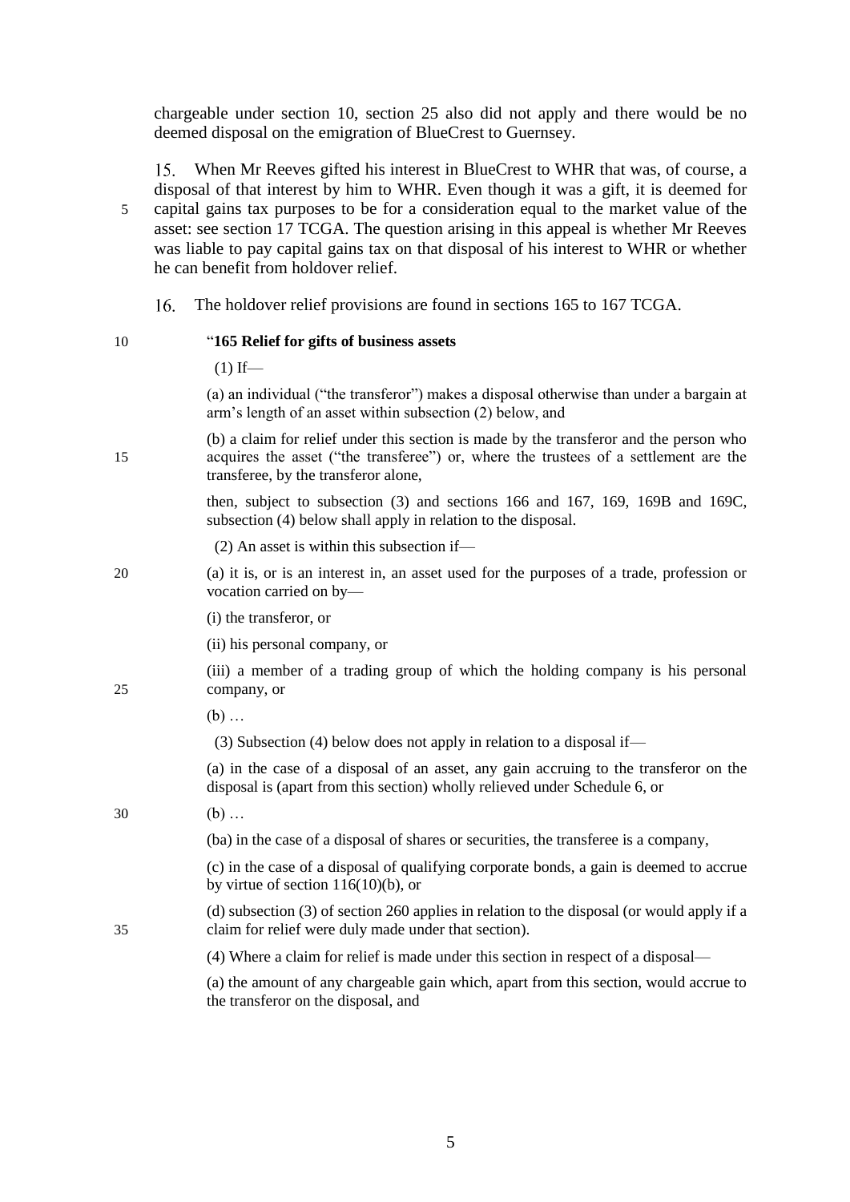chargeable under section 10, section 25 also did not apply and there would be no deemed disposal on the emigration of BlueCrest to Guernsey.

15. When Mr Reeves gifted his interest in BlueCrest to WHR that was, of course, a disposal of that interest by him to WHR. Even though it was a gift, it is deemed for capital gains tax purposes to be for a consideration equal to the market value of the asset: see section 17 TCGA. The question arising in this appeal is whether Mr Reeves was liable to pay capital gains tax on that disposal of his interest to WHR or whether he can benefit from holdover relief.

16. The holdover relief provisions are found in sections 165 to 167 TCGA.

> "**165 Relief for gifts of business assets**
>
> (1) If—
>
> (a) an individual ("the transferor") makes a disposal otherwise than under a bargain at arm's length of an asset within subsection (2) below, and
>
> (b) a claim for relief under this section is made by the transferor and the person who acquires the asset ("the transferee") or, where the trustees of a settlement are the transferee, by the transferor alone,
>
> then, subject to subsection (3) and sections 166 and 167, 169, 169B and 169C, subsection (4) below shall apply in relation to the disposal.
>
> (2) An asset is within this subsection if—
>
> (a) it is, or is an interest in, an asset used for the purposes of a trade, profession or vocation carried on by—
>
> (i) the transferor, or
>
> (ii) his personal company, or
>
> (iii) a member of a trading group of which the holding company is his personal company, or
>
> (b) …
>
> (3) Subsection (4) below does not apply in relation to a disposal if—
>
> (a) in the case of a disposal of an asset, any gain accruing to the transferor on the disposal is (apart from this section) wholly relieved under Schedule 6, or
>
> (b) …
>
> (ba) in the case of a disposal of shares or securities, the transferee is a company,
>
> (c) in the case of a disposal of qualifying corporate bonds, a gain is deemed to accrue by virtue of section 116(10)(b), or
>
> (d) subsection (3) of section 260 applies in relation to the disposal (or would apply if a claim for relief were duly made under that section).
>
> (4) Where a claim for relief is made under this section in respect of a disposal—
>
> (a) the amount of any chargeable gain which, apart from this section, would accrue to the transferor on the disposal, and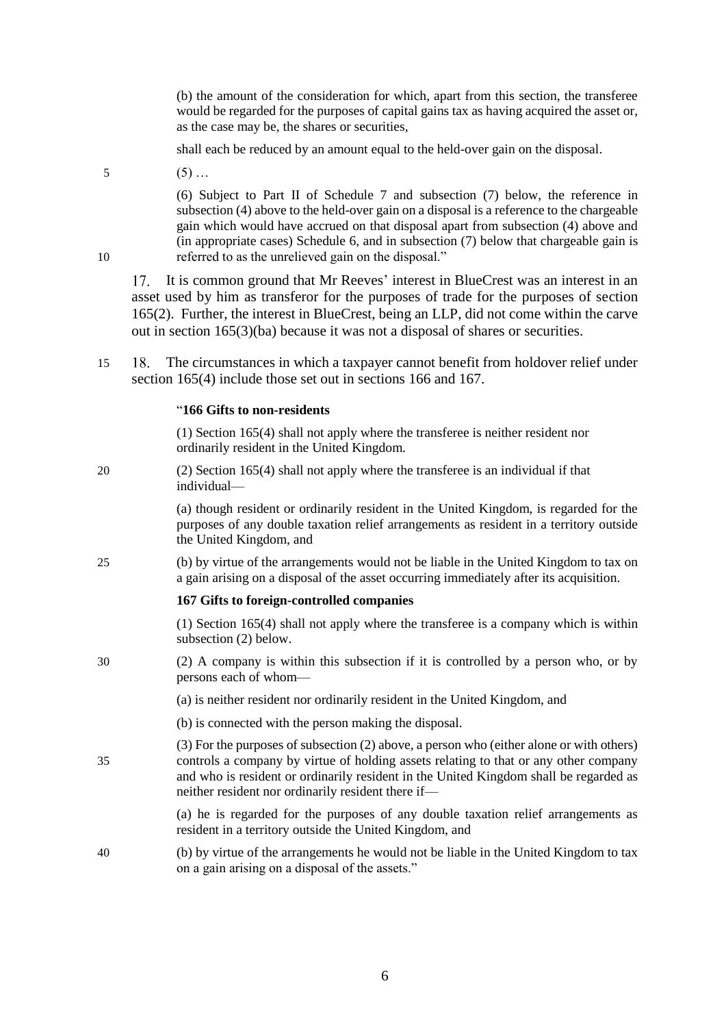(b) the amount of the consideration for which, apart from this section, the transferee would be regarded for the purposes of capital gains tax as having acquired the asset or, as the case may be, the shares or securities,

shall each be reduced by an amount equal to the held-over gain on the disposal.

(5) …

(6) Subject to Part II of Schedule 7 and subsection (7) below, the reference in subsection (4) above to the held-over gain on a disposal is a reference to the chargeable gain which would have accrued on that disposal apart from subsection (4) above and (in appropriate cases) Schedule 6, and in subsection (7) below that chargeable gain is referred to as the unrelieved gain on the disposal."

17. It is common ground that Mr Reeves' interest in BlueCrest was an interest in an asset used by him as transferor for the purposes of trade for the purposes of section 165(2). Further, the interest in BlueCrest, being an LLP, did not come within the carve out in section 165(3)(ba) because it was not a disposal of shares or securities.

18. The circumstances in which a taxpayer cannot benefit from holdover relief under section 165(4) include those set out in sections 166 and 167.

"**166 Gifts to non-residents**

(1) Section 165(4) shall not apply where the transferee is neither resident nor ordinarily resident in the United Kingdom.

(2) Section 165(4) shall not apply where the transferee is an individual if that individual—

(a) though resident or ordinarily resident in the United Kingdom, is regarded for the purposes of any double taxation relief arrangements as resident in a territory outside the United Kingdom, and

(b) by virtue of the arrangements would not be liable in the United Kingdom to tax on a gain arising on a disposal of the asset occurring immediately after its acquisition.

**167 Gifts to foreign-controlled companies**

(1) Section 165(4) shall not apply where the transferee is a company which is within subsection (2) below.

(2) A company is within this subsection if it is controlled by a person who, or by persons each of whom—

(a) is neither resident nor ordinarily resident in the United Kingdom, and

(b) is connected with the person making the disposal.

(3) For the purposes of subsection (2) above, a person who (either alone or with others) controls a company by virtue of holding assets relating to that or any other company and who is resident or ordinarily resident in the United Kingdom shall be regarded as neither resident nor ordinarily resident there if—

(a) he is regarded for the purposes of any double taxation relief arrangements as resident in a territory outside the United Kingdom, and

(b) by virtue of the arrangements he would not be liable in the United Kingdom to tax on a gain arising on a disposal of the assets."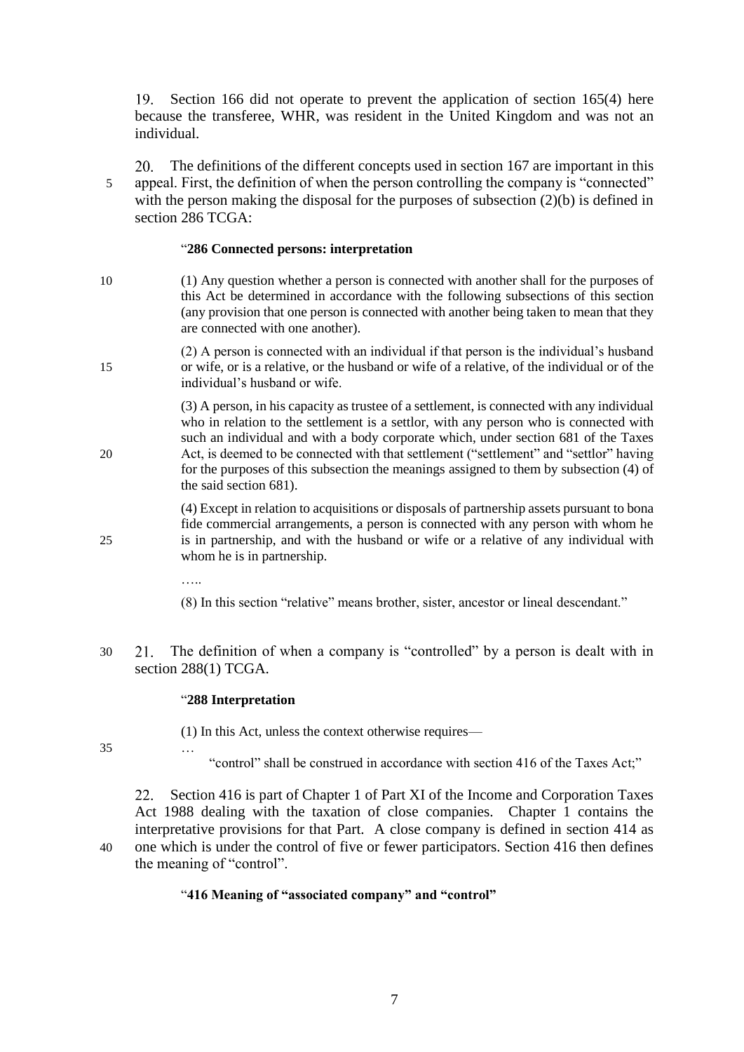19. Section 166 did not operate to prevent the application of section 165(4) here because the transferee, WHR, was resident in the United Kingdom and was not an individual.

20. The definitions of the different concepts used in section 167 are important in this appeal. First, the definition of when the person controlling the company is "connected" with the person making the disposal for the purposes of subsection (2)(b) is defined in section 286 TCGA:

> "**286 Connected persons: interpretation**
>
> (1) Any question whether a person is connected with another shall for the purposes of this Act be determined in accordance with the following subsections of this section (any provision that one person is connected with another being taken to mean that they are connected with one another).
>
> (2) A person is connected with an individual if that person is the individual's husband or wife, or is a relative, or the husband or wife of a relative, of the individual or of the individual's husband or wife.
>
> (3) A person, in his capacity as trustee of a settlement, is connected with any individual who in relation to the settlement is a settlor, with any person who is connected with such an individual and with a body corporate which, under section 681 of the Taxes Act, is deemed to be connected with that settlement ("settlement" and "settlor" having for the purposes of this subsection the meanings assigned to them by subsection (4) of the said section 681).
>
> (4) Except in relation to acquisitions or disposals of partnership assets pursuant to bona fide commercial arrangements, a person is connected with any person with whom he is in partnership, and with the husband or wife or a relative of any individual with whom he is in partnership.
>
> …..
>
> (8) In this section "relative" means brother, sister, ancestor or lineal descendant."

21. The definition of when a company is "controlled" by a person is dealt with in section 288(1) TCGA.

> "**288 Interpretation**
>
> (1) In this Act, unless the context otherwise requires—
>
> …
>
> "control" shall be construed in accordance with section 416 of the Taxes Act;"

22. Section 416 is part of Chapter 1 of Part XI of the Income and Corporation Taxes Act 1988 dealing with the taxation of close companies. Chapter 1 contains the interpretative provisions for that Part. A close company is defined in section 414 as one which is under the control of five or fewer participators. Section 416 then defines the meaning of "control".

> "**416 Meaning of "associated company" and "control"**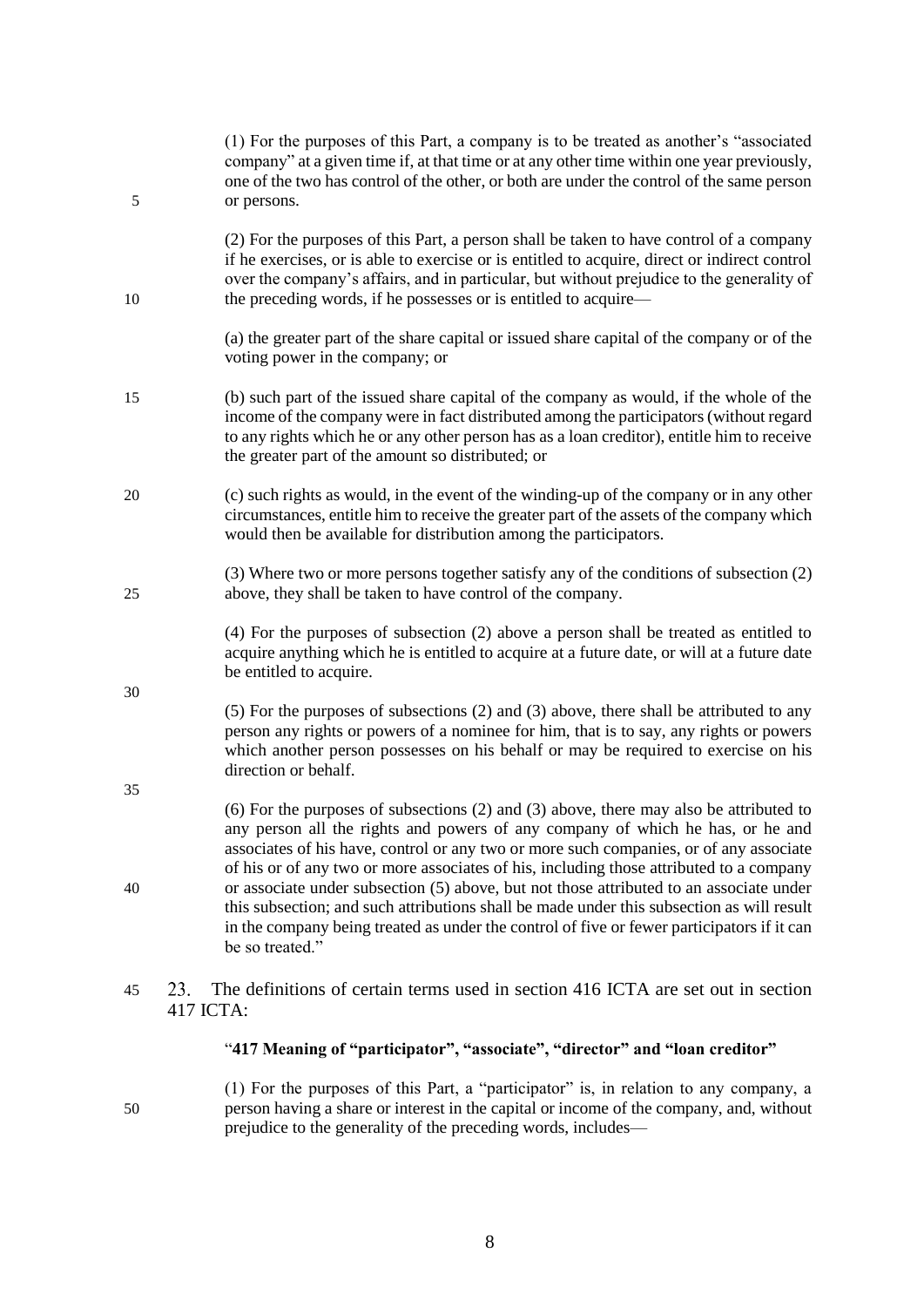(1) For the purposes of this Part, a company is to be treated as another's "associated company" at a given time if, at that time or at any other time within one year previously, one of the two has control of the other, or both are under the control of the same person or persons.

(2) For the purposes of this Part, a person shall be taken to have control of a company if he exercises, or is able to exercise or is entitled to acquire, direct or indirect control over the company's affairs, and in particular, but without prejudice to the generality of the preceding words, if he possesses or is entitled to acquire—

(a) the greater part of the share capital or issued share capital of the company or of the voting power in the company; or

(b) such part of the issued share capital of the company as would, if the whole of the income of the company were in fact distributed among the participators (without regard to any rights which he or any other person has as a loan creditor), entitle him to receive the greater part of the amount so distributed; or

(c) such rights as would, in the event of the winding-up of the company or in any other circumstances, entitle him to receive the greater part of the assets of the company which would then be available for distribution among the participators.

(3) Where two or more persons together satisfy any of the conditions of subsection (2) above, they shall be taken to have control of the company.

(4) For the purposes of subsection (2) above a person shall be treated as entitled to acquire anything which he is entitled to acquire at a future date, or will at a future date be entitled to acquire.

(5) For the purposes of subsections (2) and (3) above, there shall be attributed to any person any rights or powers of a nominee for him, that is to say, any rights or powers which another person possesses on his behalf or may be required to exercise on his direction or behalf.

(6) For the purposes of subsections (2) and (3) above, there may also be attributed to any person all the rights and powers of any company of which he has, or he and associates of his have, control or any two or more such companies, or of any associate of his or of any two or more associates of his, including those attributed to a company or associate under subsection (5) above, but not those attributed to an associate under this subsection; and such attributions shall be made under this subsection as will result in the company being treated as under the control of five or fewer participators if it can be so treated."

23. The definitions of certain terms used in section 416 ICTA are set out in section 417 ICTA:

"**417 Meaning of "participator", "associate", "director" and "loan creditor"**

(1) For the purposes of this Part, a "participator" is, in relation to any company, a person having a share or interest in the capital or income of the company, and, without prejudice to the generality of the preceding words, includes—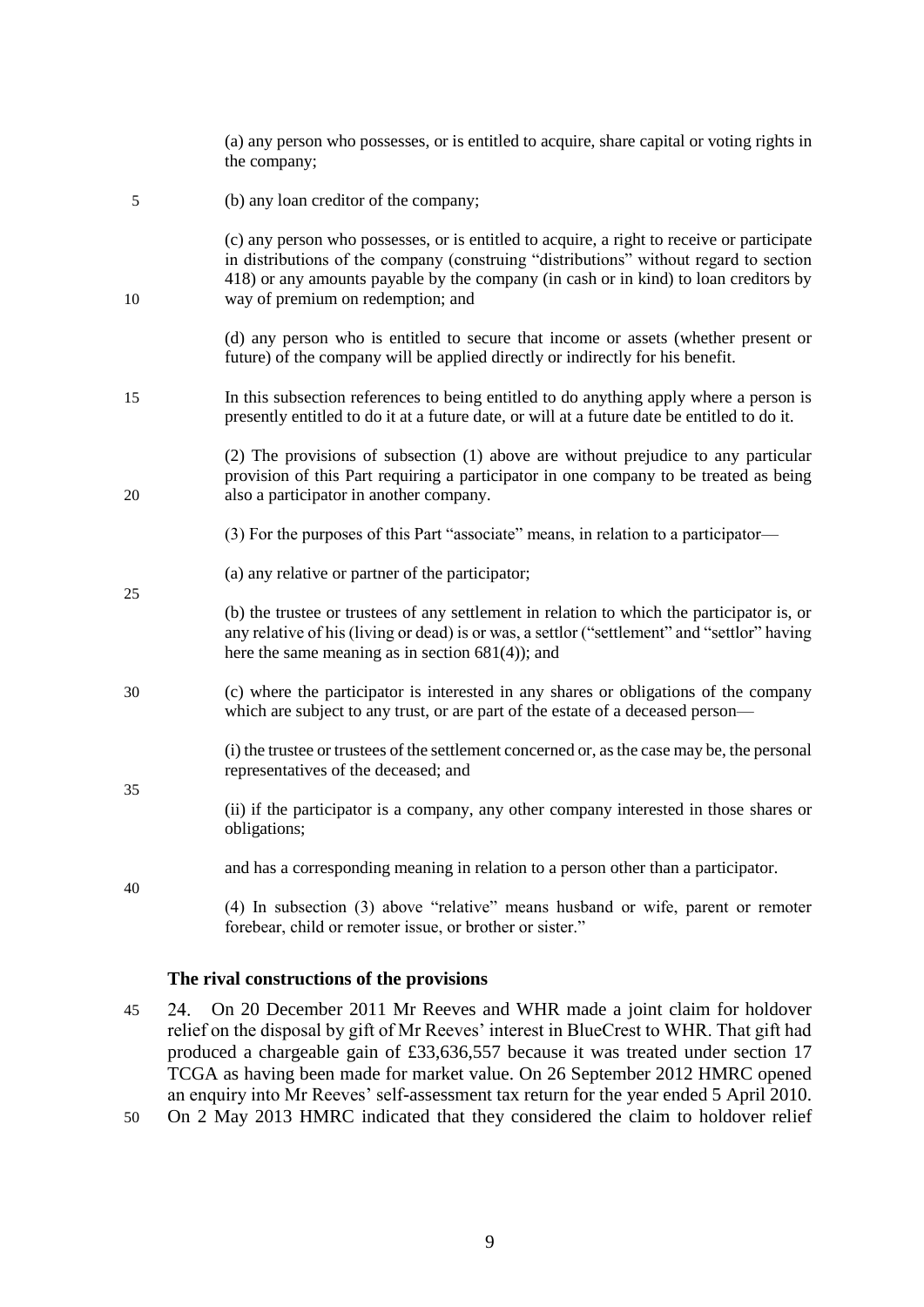(a) any person who possesses, or is entitled to acquire, share capital or voting rights in the company;

(b) any loan creditor of the company;

(c) any person who possesses, or is entitled to acquire, a right to receive or participate in distributions of the company (construing "distributions" without regard to section 418) or any amounts payable by the company (in cash or in kind) to loan creditors by way of premium on redemption; and

(d) any person who is entitled to secure that income or assets (whether present or future) of the company will be applied directly or indirectly for his benefit.

In this subsection references to being entitled to do anything apply where a person is presently entitled to do it at a future date, or will at a future date be entitled to do it.

(2) The provisions of subsection (1) above are without prejudice to any particular provision of this Part requiring a participator in one company to be treated as being also a participator in another company.

(3) For the purposes of this Part "associate" means, in relation to a participator—

(a) any relative or partner of the participator;

(b) the trustee or trustees of any settlement in relation to which the participator is, or any relative of his (living or dead) is or was, a settlor ("settlement" and "settlor" having here the same meaning as in section 681(4)); and

(c) where the participator is interested in any shares or obligations of the company which are subject to any trust, or are part of the estate of a deceased person—

(i) the trustee or trustees of the settlement concerned or, as the case may be, the personal representatives of the deceased; and

(ii) if the participator is a company, any other company interested in those shares or obligations;

and has a corresponding meaning in relation to a person other than a participator.

(4) In subsection (3) above "relative" means husband or wife, parent or remoter forebear, child or remoter issue, or brother or sister."

### The rival constructions of the provisions

24. On 20 December 2011 Mr Reeves and WHR made a joint claim for holdover relief on the disposal by gift of Mr Reeves' interest in BlueCrest to WHR. That gift had produced a chargeable gain of £33,636,557 because it was treated under section 17 TCGA as having been made for market value. On 26 September 2012 HMRC opened an enquiry into Mr Reeves' self-assessment tax return for the year ended 5 April 2010. On 2 May 2013 HMRC indicated that they considered the claim to holdover relief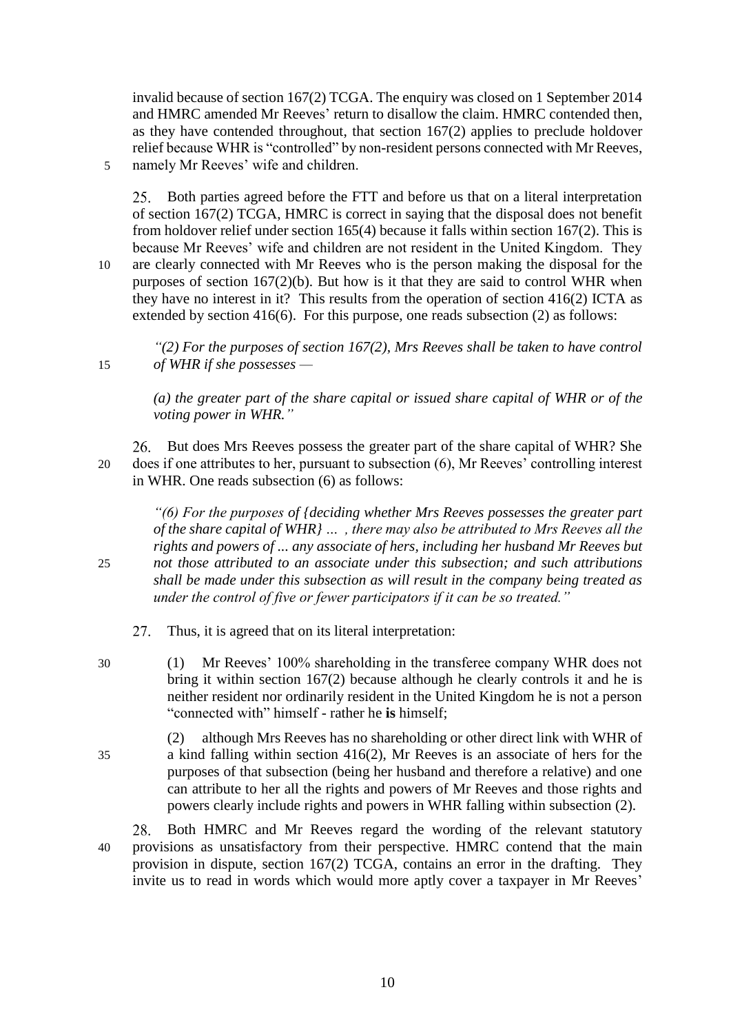invalid because of section 167(2) TCGA. The enquiry was closed on 1 September 2014 and HMRC amended Mr Reeves' return to disallow the claim. HMRC contended then, as they have contended throughout, that section 167(2) applies to preclude holdover relief because WHR is "controlled" by non-resident persons connected with Mr Reeves, namely Mr Reeves' wife and children.

25. Both parties agreed before the FTT and before us that on a literal interpretation of section 167(2) TCGA, HMRC is correct in saying that the disposal does not benefit from holdover relief under section 165(4) because it falls within section 167(2). This is because Mr Reeves' wife and children are not resident in the United Kingdom. They are clearly connected with Mr Reeves who is the person making the disposal for the purposes of section 167(2)(b). But how is it that they are said to control WHR when they have no interest in it? This results from the operation of section 416(2) ICTA as extended by section 416(6). For this purpose, one reads subsection (2) as follows:

> *"(2) For the purposes of section 167(2), Mrs Reeves shall be taken to have control of WHR if she possesses —*
>
> *(a) the greater part of the share capital or issued share capital of WHR or of the voting power in WHR."*

26. But does Mrs Reeves possess the greater part of the share capital of WHR? She does if one attributes to her, pursuant to subsection (6), Mr Reeves' controlling interest in WHR. One reads subsection (6) as follows:

> *"(6) For the purposes of {deciding whether Mrs Reeves possesses the greater part of the share capital of WHR} … , there may also be attributed to Mrs Reeves all the rights and powers of ... any associate of hers, including her husband Mr Reeves but not those attributed to an associate under this subsection; and such attributions shall be made under this subsection as will result in the company being treated as under the control of five or fewer participators if it can be so treated."*

27. Thus, it is agreed that on its literal interpretation:

(1) Mr Reeves' 100% shareholding in the transferee company WHR does not bring it within section 167(2) because although he clearly controls it and he is neither resident nor ordinarily resident in the United Kingdom he is not a person "connected with" himself - rather he **is** himself;

(2) although Mrs Reeves has no shareholding or other direct link with WHR of a kind falling within section 416(2), Mr Reeves is an associate of hers for the purposes of that subsection (being her husband and therefore a relative) and one can attribute to her all the rights and powers of Mr Reeves and those rights and powers clearly include rights and powers in WHR falling within subsection (2).

28. Both HMRC and Mr Reeves regard the wording of the relevant statutory provisions as unsatisfactory from their perspective. HMRC contend that the main provision in dispute, section 167(2) TCGA, contains an error in the drafting. They invite us to read in words which would more aptly cover a taxpayer in Mr Reeves'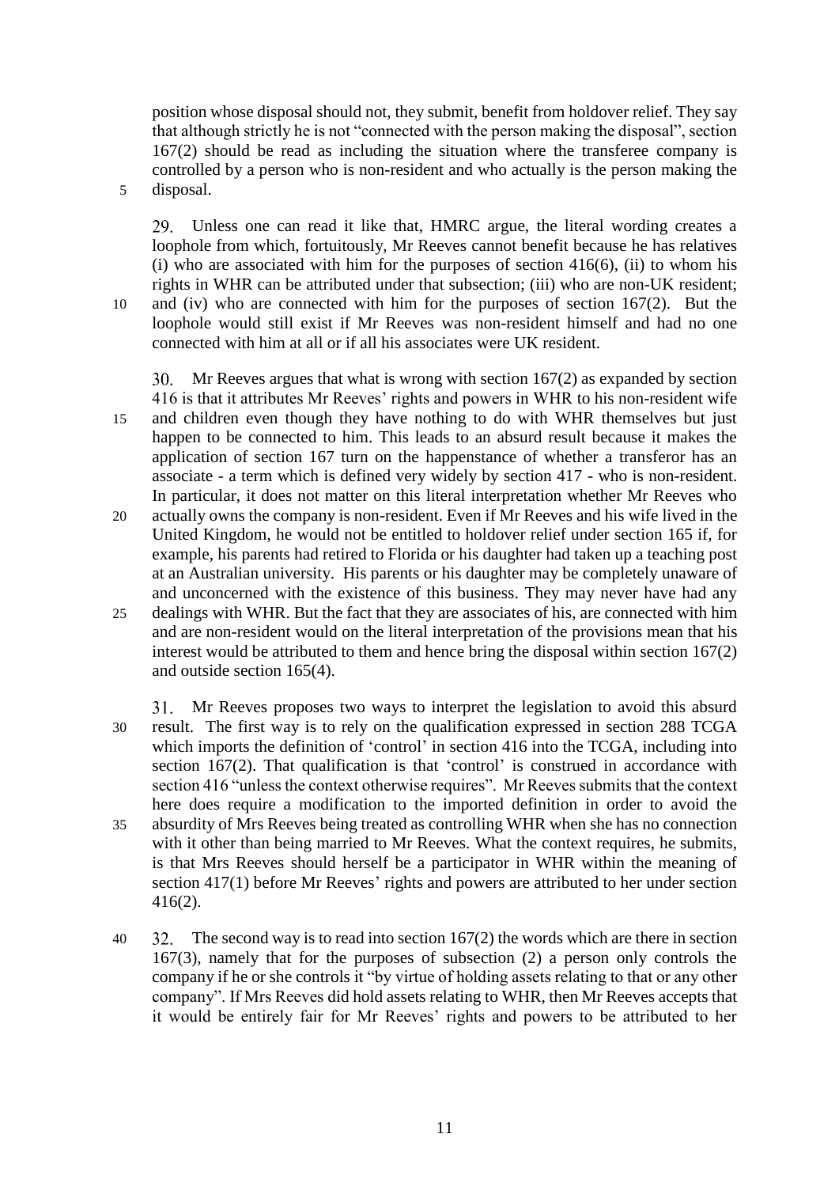position whose disposal should not, they submit, benefit from holdover relief. They say that although strictly he is not "connected with the person making the disposal", section 167(2) should be read as including the situation where the transferee company is controlled by a person who is non-resident and who actually is the person making the disposal.

29. Unless one can read it like that, HMRC argue, the literal wording creates a loophole from which, fortuitously, Mr Reeves cannot benefit because he has relatives (i) who are associated with him for the purposes of section 416(6), (ii) to whom his rights in WHR can be attributed under that subsection; (iii) who are non-UK resident; and (iv) who are connected with him for the purposes of section 167(2). But the loophole would still exist if Mr Reeves was non-resident himself and had no one connected with him at all or if all his associates were UK resident.

30. Mr Reeves argues that what is wrong with section 167(2) as expanded by section 416 is that it attributes Mr Reeves' rights and powers in WHR to his non-resident wife and children even though they have nothing to do with WHR themselves but just happen to be connected to him. This leads to an absurd result because it makes the application of section 167 turn on the happenstance of whether a transferor has an associate - a term which is defined very widely by section 417 - who is non-resident. In particular, it does not matter on this literal interpretation whether Mr Reeves who actually owns the company is non-resident. Even if Mr Reeves and his wife lived in the United Kingdom, he would not be entitled to holdover relief under section 165 if, for example, his parents had retired to Florida or his daughter had taken up a teaching post at an Australian university. His parents or his daughter may be completely unaware of and unconcerned with the existence of this business. They may never have had any dealings with WHR. But the fact that they are associates of his, are connected with him and are non-resident would on the literal interpretation of the provisions mean that his interest would be attributed to them and hence bring the disposal within section 167(2) and outside section 165(4).

31. Mr Reeves proposes two ways to interpret the legislation to avoid this absurd result. The first way is to rely on the qualification expressed in section 288 TCGA which imports the definition of 'control' in section 416 into the TCGA, including into section 167(2). That qualification is that 'control' is construed in accordance with section 416 "unless the context otherwise requires". Mr Reeves submits that the context here does require a modification to the imported definition in order to avoid the absurdity of Mrs Reeves being treated as controlling WHR when she has no connection with it other than being married to Mr Reeves. What the context requires, he submits, is that Mrs Reeves should herself be a participator in WHR within the meaning of section 417(1) before Mr Reeves' rights and powers are attributed to her under section 416(2).

32. The second way is to read into section 167(2) the words which are there in section 167(3), namely that for the purposes of subsection (2) a person only controls the company if he or she controls it "by virtue of holding assets relating to that or any other company". If Mrs Reeves did hold assets relating to WHR, then Mr Reeves accepts that it would be entirely fair for Mr Reeves' rights and powers to be attributed to her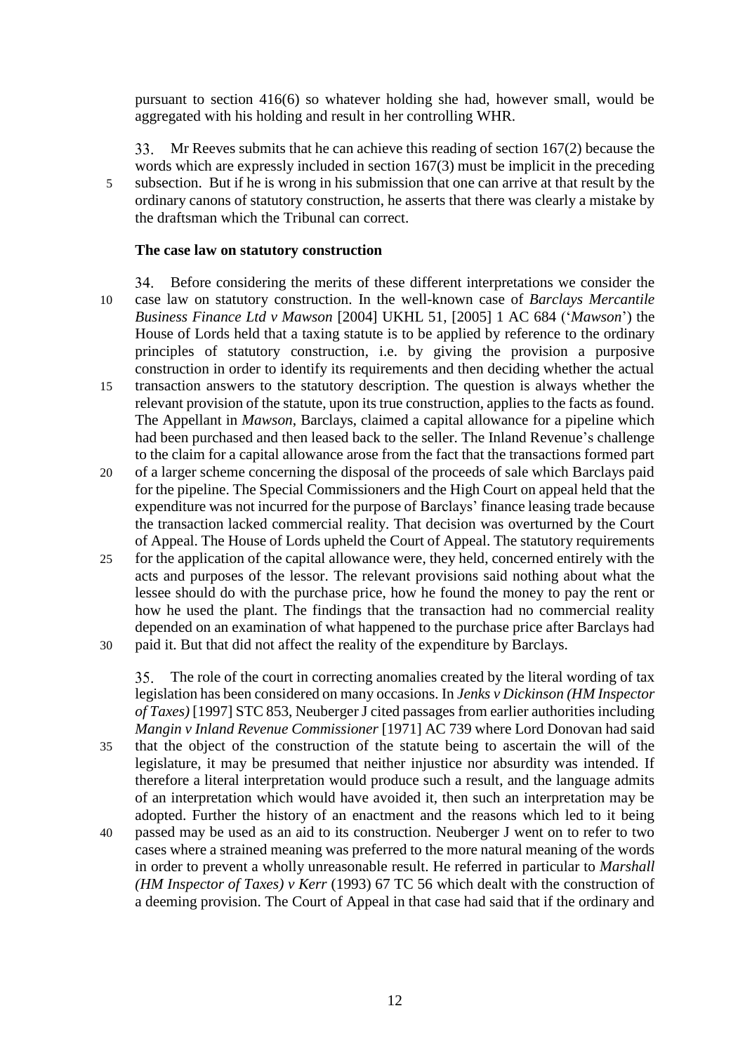pursuant to section 416(6) so whatever holding she had, however small, would be aggregated with his holding and result in her controlling WHR.

33. Mr Reeves submits that he can achieve this reading of section 167(2) because the words which are expressly included in section 167(3) must be implicit in the preceding subsection. But if he is wrong in his submission that one can arrive at that result by the ordinary canons of statutory construction, he asserts that there was clearly a mistake by the draftsman which the Tribunal can correct.

### The case law on statutory construction

34. Before considering the merits of these different interpretations we consider the case law on statutory construction. In the well-known case of *Barclays Mercantile Business Finance Ltd v Mawson* [2004] UKHL 51, [2005] 1 AC 684 ('*Mawson*') the House of Lords held that a taxing statute is to be applied by reference to the ordinary principles of statutory construction, i.e. by giving the provision a purposive construction in order to identify its requirements and then deciding whether the actual transaction answers to the statutory description. The question is always whether the relevant provision of the statute, upon its true construction, applies to the facts as found. The Appellant in *Mawson*, Barclays, claimed a capital allowance for a pipeline which had been purchased and then leased back to the seller. The Inland Revenue's challenge to the claim for a capital allowance arose from the fact that the transactions formed part of a larger scheme concerning the disposal of the proceeds of sale which Barclays paid for the pipeline. The Special Commissioners and the High Court on appeal held that the expenditure was not incurred for the purpose of Barclays' finance leasing trade because the transaction lacked commercial reality. That decision was overturned by the Court of Appeal. The House of Lords upheld the Court of Appeal. The statutory requirements for the application of the capital allowance were, they held, concerned entirely with the acts and purposes of the lessor. The relevant provisions said nothing about what the lessee should do with the purchase price, how he found the money to pay the rent or how he used the plant. The findings that the transaction had no commercial reality depended on an examination of what happened to the purchase price after Barclays had paid it. But that did not affect the reality of the expenditure by Barclays.

35. The role of the court in correcting anomalies created by the literal wording of tax legislation has been considered on many occasions. In *Jenks v Dickinson (HM Inspector of Taxes)* [1997] STC 853, Neuberger J cited passages from earlier authorities including *Mangin v Inland Revenue Commissioner* [1971] AC 739 where Lord Donovan had said that the object of the construction of the statute being to ascertain the will of the legislature, it may be presumed that neither injustice nor absurdity was intended. If therefore a literal interpretation would produce such a result, and the language admits of an interpretation which would have avoided it, then such an interpretation may be adopted. Further the history of an enactment and the reasons which led to it being passed may be used as an aid to its construction. Neuberger J went on to refer to two cases where a strained meaning was preferred to the more natural meaning of the words in order to prevent a wholly unreasonable result. He referred in particular to *Marshall (HM Inspector of Taxes) v Kerr* (1993) 67 TC 56 which dealt with the construction of a deeming provision. The Court of Appeal in that case had said that if the ordinary and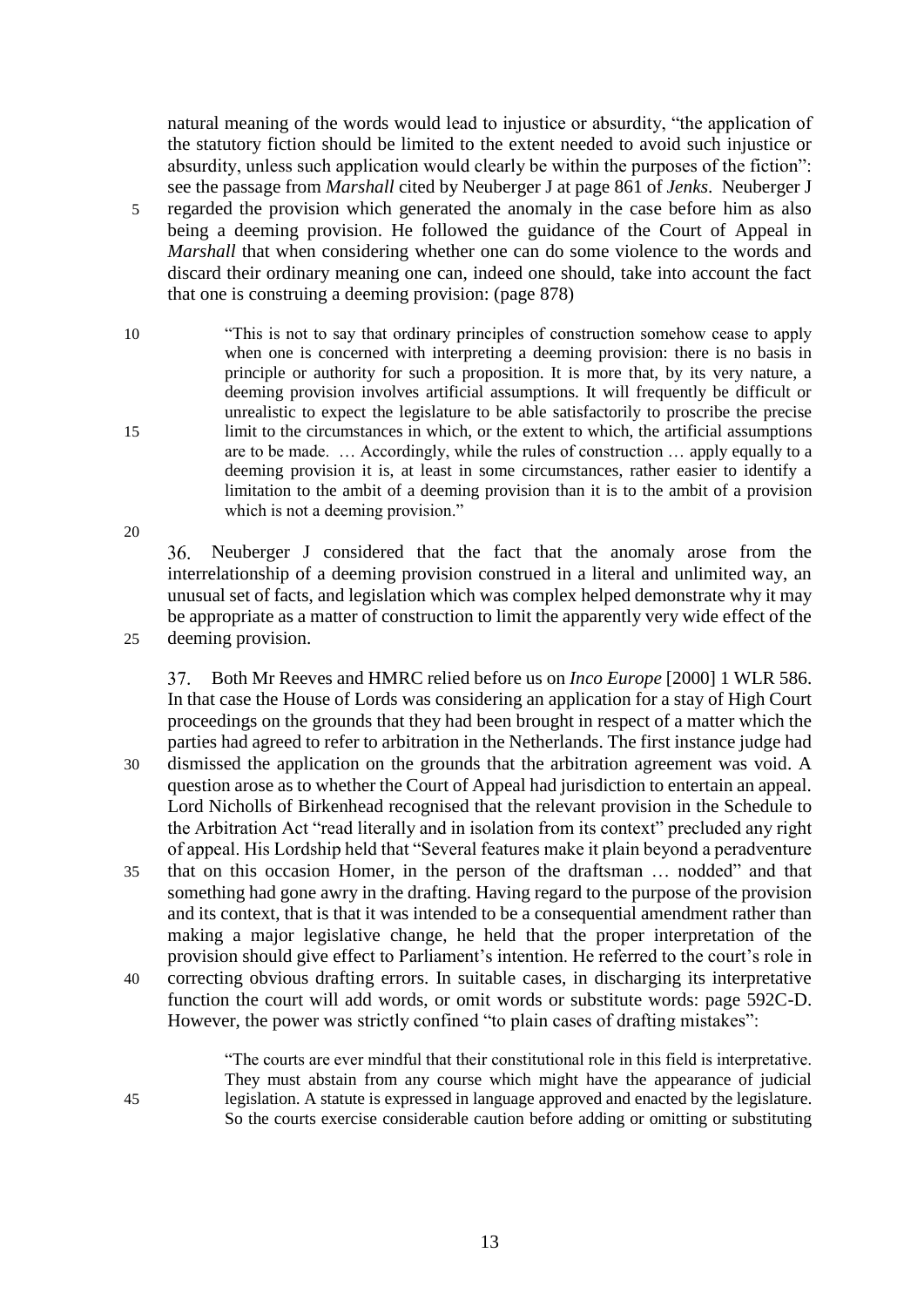natural meaning of the words would lead to injustice or absurdity, "the application of the statutory fiction should be limited to the extent needed to avoid such injustice or absurdity, unless such application would clearly be within the purposes of the fiction": see the passage from *Marshall* cited by Neuberger J at page 861 of *Jenks*. Neuberger J regarded the provision which generated the anomaly in the case before him as also being a deeming provision. He followed the guidance of the Court of Appeal in *Marshall* that when considering whether one can do some violence to the words and discard their ordinary meaning one can, indeed one should, take into account the fact that one is construing a deeming provision: (page 878)

> "This is not to say that ordinary principles of construction somehow cease to apply when one is concerned with interpreting a deeming provision: there is no basis in principle or authority for such a proposition. It is more that, by its very nature, a deeming provision involves artificial assumptions. It will frequently be difficult or unrealistic to expect the legislature to be able satisfactorily to proscribe the precise limit to the circumstances in which, or the extent to which, the artificial assumptions are to be made. … Accordingly, while the rules of construction … apply equally to a deeming provision it is, at least in some circumstances, rather easier to identify a limitation to the ambit of a deeming provision than it is to the ambit of a provision which is not a deeming provision."

36. Neuberger J considered that the fact that the anomaly arose from the interrelationship of a deeming provision construed in a literal and unlimited way, an unusual set of facts, and legislation which was complex helped demonstrate why it may be appropriate as a matter of construction to limit the apparently very wide effect of the deeming provision.

37. Both Mr Reeves and HMRC relied before us on *Inco Europe* [2000] 1 WLR 586. In that case the House of Lords was considering an application for a stay of High Court proceedings on the grounds that they had been brought in respect of a matter which the parties had agreed to refer to arbitration in the Netherlands. The first instance judge had dismissed the application on the grounds that the arbitration agreement was void. A question arose as to whether the Court of Appeal had jurisdiction to entertain an appeal. Lord Nicholls of Birkenhead recognised that the relevant provision in the Schedule to the Arbitration Act "read literally and in isolation from its context" precluded any right of appeal. His Lordship held that "Several features make it plain beyond a peradventure that on this occasion Homer, in the person of the draftsman … nodded" and that something had gone awry in the drafting. Having regard to the purpose of the provision and its context, that is that it was intended to be a consequential amendment rather than making a major legislative change, he held that the proper interpretation of the provision should give effect to Parliament's intention. He referred to the court's role in correcting obvious drafting errors. In suitable cases, in discharging its interpretative function the court will add words, or omit words or substitute words: page 592C-D. However, the power was strictly confined "to plain cases of drafting mistakes":

> "The courts are ever mindful that their constitutional role in this field is interpretative. They must abstain from any course which might have the appearance of judicial legislation. A statute is expressed in language approved and enacted by the legislature. So the courts exercise considerable caution before adding or omitting or substituting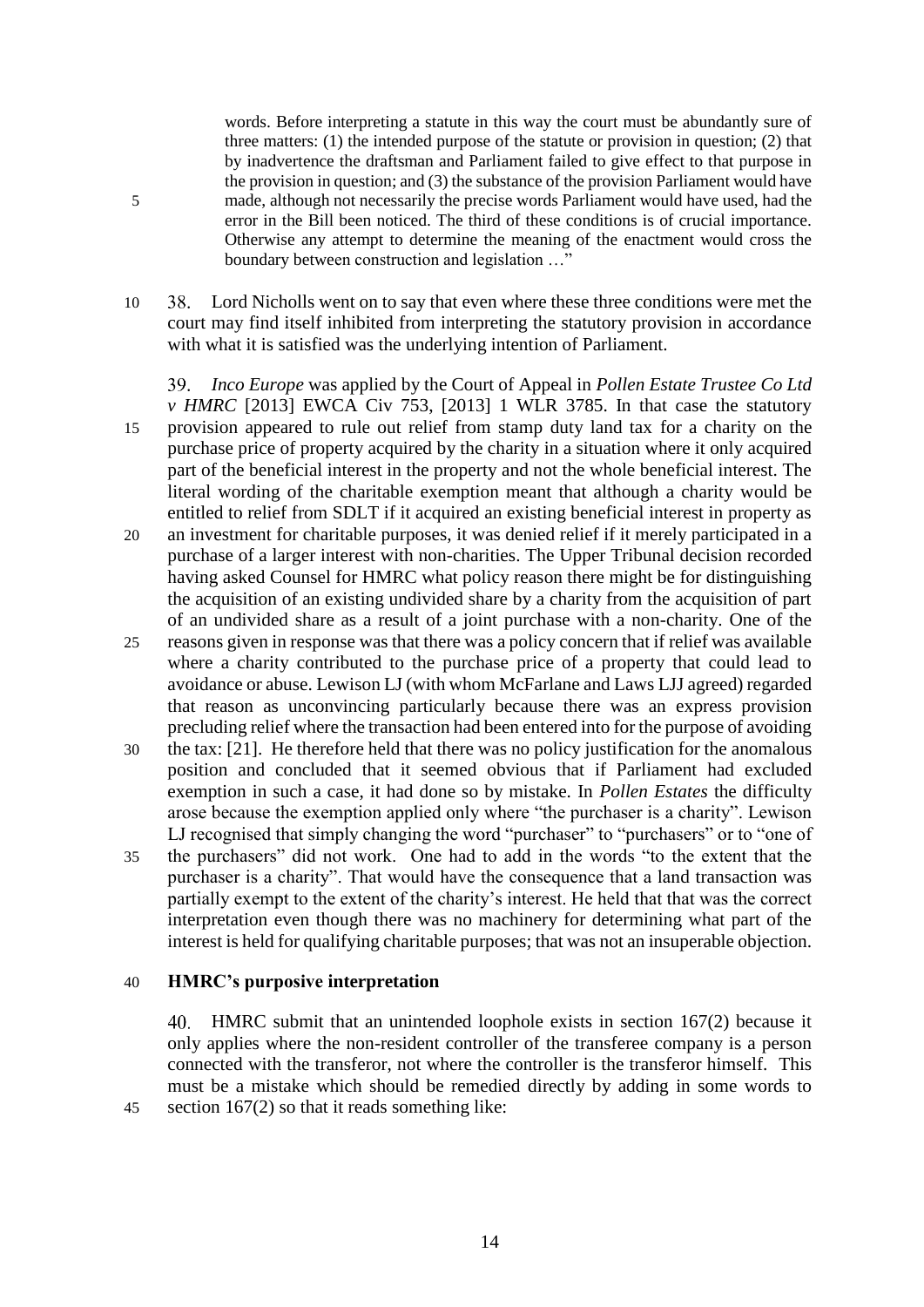> words. Before interpreting a statute in this way the court must be abundantly sure of three matters: (1) the intended purpose of the statute or provision in question; (2) that by inadvertence the draftsman and Parliament failed to give effect to that purpose in the provision in question; and (3) the substance of the provision Parliament would have made, although not necessarily the precise words Parliament would have used, had the error in the Bill been noticed. The third of these conditions is of crucial importance. Otherwise any attempt to determine the meaning of the enactment would cross the boundary between construction and legislation …"

38. Lord Nicholls went on to say that even where these three conditions were met the court may find itself inhibited from interpreting the statutory provision in accordance with what it is satisfied was the underlying intention of Parliament.

39. *Inco Europe* was applied by the Court of Appeal in *Pollen Estate Trustee Co Ltd v HMRC* [2013] EWCA Civ 753, [2013] 1 WLR 3785. In that case the statutory provision appeared to rule out relief from stamp duty land tax for a charity on the purchase price of property acquired by the charity in a situation where it only acquired part of the beneficial interest in the property and not the whole beneficial interest. The literal wording of the charitable exemption meant that although a charity would be entitled to relief from SDLT if it acquired an existing beneficial interest in property as an investment for charitable purposes, it was denied relief if it merely participated in a purchase of a larger interest with non-charities. The Upper Tribunal decision recorded having asked Counsel for HMRC what policy reason there might be for distinguishing the acquisition of an existing undivided share by a charity from the acquisition of part of an undivided share as a result of a joint purchase with a non-charity. One of the reasons given in response was that there was a policy concern that if relief was available where a charity contributed to the purchase price of a property that could lead to avoidance or abuse. Lewison LJ (with whom McFarlane and Laws LJJ agreed) regarded that reason as unconvincing particularly because there was an express provision precluding relief where the transaction had been entered into for the purpose of avoiding the tax: [21]. He therefore held that there was no policy justification for the anomalous position and concluded that it seemed obvious that if Parliament had excluded exemption in such a case, it had done so by mistake. In *Pollen Estates* the difficulty arose because the exemption applied only where "the purchaser is a charity". Lewison LJ recognised that simply changing the word "purchaser" to "purchasers" or to "one of the purchasers" did not work. One had to add in the words "to the extent that the purchaser is a charity". That would have the consequence that a land transaction was partially exempt to the extent of the charity's interest. He held that that was the correct interpretation even though there was no machinery for determining what part of the interest is held for qualifying charitable purposes; that was not an insuperable objection.

## HMRC's purposive interpretation

40. HMRC submit that an unintended loophole exists in section 167(2) because it only applies where the non-resident controller of the transferee company is a person connected with the transferor, not where the controller is the transferor himself. This must be a mistake which should be remedied directly by adding in some words to section 167(2) so that it reads something like: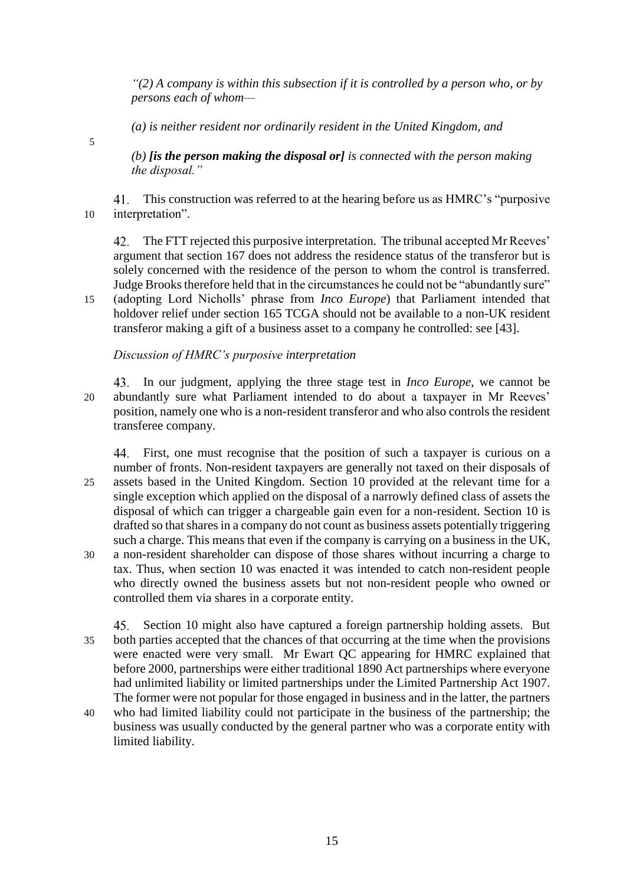*"(2) A company is within this subsection if it is controlled by a person who, or by persons each of whom—*

*(a) is neither resident nor ordinarily resident in the United Kingdom, and*

*(b)* ***[is the person making the disposal or]*** *is connected with the person making the disposal."*

41. This construction was referred to at the hearing before us as HMRC's "purposive interpretation".

42. The FTT rejected this purposive interpretation. The tribunal accepted Mr Reeves' argument that section 167 does not address the residence status of the transferor but is solely concerned with the residence of the person to whom the control is transferred. Judge Brooks therefore held that in the circumstances he could not be "abundantly sure" (adopting Lord Nicholls' phrase from *Inco Europe*) that Parliament intended that holdover relief under section 165 TCGA should not be available to a non-UK resident transferor making a gift of a business asset to a company he controlled: see [43].

*Discussion of HMRC's purposive interpretation*

43. In our judgment, applying the three stage test in *Inco Europe*, we cannot be abundantly sure what Parliament intended to do about a taxpayer in Mr Reeves' position, namely one who is a non-resident transferor and who also controls the resident transferee company.

44. First, one must recognise that the position of such a taxpayer is curious on a number of fronts. Non-resident taxpayers are generally not taxed on their disposals of assets based in the United Kingdom. Section 10 provided at the relevant time for a single exception which applied on the disposal of a narrowly defined class of assets the disposal of which can trigger a chargeable gain even for a non-resident. Section 10 is drafted so that shares in a company do not count as business assets potentially triggering such a charge. This means that even if the company is carrying on a business in the UK, a non-resident shareholder can dispose of those shares without incurring a charge to tax. Thus, when section 10 was enacted it was intended to catch non-resident people who directly owned the business assets but not non-resident people who owned or controlled them via shares in a corporate entity.

45. Section 10 might also have captured a foreign partnership holding assets. But both parties accepted that the chances of that occurring at the time when the provisions were enacted were very small. Mr Ewart QC appearing for HMRC explained that before 2000, partnerships were either traditional 1890 Act partnerships where everyone had unlimited liability or limited partnerships under the Limited Partnership Act 1907. The former were not popular for those engaged in business and in the latter, the partners who had limited liability could not participate in the business of the partnership; the business was usually conducted by the general partner who was a corporate entity with limited liability.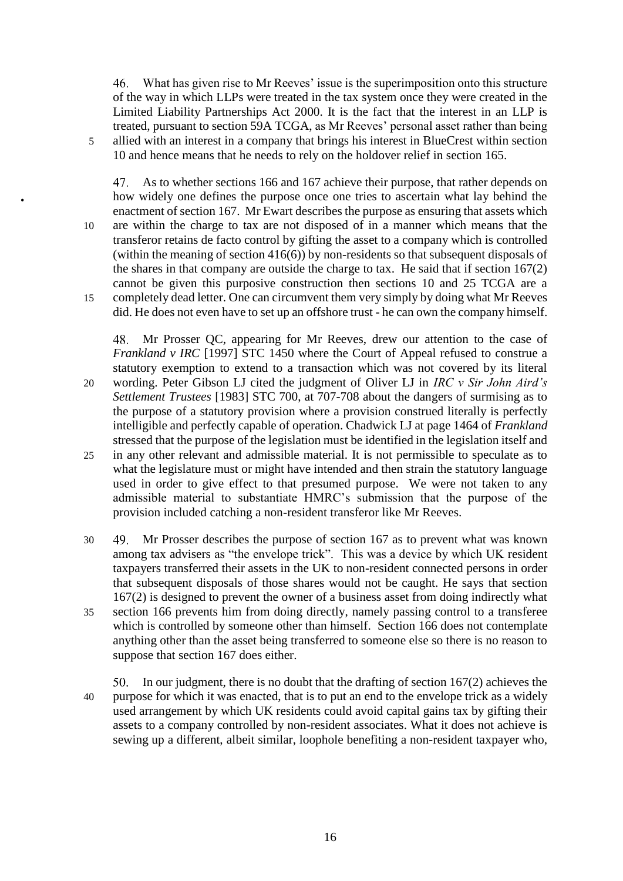46. What has given rise to Mr Reeves' issue is the superimposition onto this structure of the way in which LLPs were treated in the tax system once they were created in the Limited Liability Partnerships Act 2000. It is the fact that the interest in an LLP is treated, pursuant to section 59A TCGA, as Mr Reeves' personal asset rather than being allied with an interest in a company that brings his interest in BlueCrest within section 10 and hence means that he needs to rely on the holdover relief in section 165.

47. As to whether sections 166 and 167 achieve their purpose, that rather depends on how widely one defines the purpose once one tries to ascertain what lay behind the enactment of section 167. Mr Ewart describes the purpose as ensuring that assets which are within the charge to tax are not disposed of in a manner which means that the transferor retains de facto control by gifting the asset to a company which is controlled (within the meaning of section 416(6)) by non-residents so that subsequent disposals of the shares in that company are outside the charge to tax. He said that if section 167(2) cannot be given this purposive construction then sections 10 and 25 TCGA are a completely dead letter. One can circumvent them very simply by doing what Mr Reeves did. He does not even have to set up an offshore trust - he can own the company himself.

48. Mr Prosser QC, appearing for Mr Reeves, drew our attention to the case of *Frankland v IRC* [1997] STC 1450 where the Court of Appeal refused to construe a statutory exemption to extend to a transaction which was not covered by its literal wording. Peter Gibson LJ cited the judgment of Oliver LJ in *IRC v Sir John Aird's Settlement Trustees* [1983] STC 700, at 707-708 about the dangers of surmising as to the purpose of a statutory provision where a provision construed literally is perfectly intelligible and perfectly capable of operation. Chadwick LJ at page 1464 of *Frankland* stressed that the purpose of the legislation must be identified in the legislation itself and in any other relevant and admissible material. It is not permissible to speculate as to what the legislature must or might have intended and then strain the statutory language used in order to give effect to that presumed purpose. We were not taken to any admissible material to substantiate HMRC's submission that the purpose of the provision included catching a non-resident transferor like Mr Reeves.

49. Mr Prosser describes the purpose of section 167 as to prevent what was known among tax advisers as "the envelope trick". This was a device by which UK resident taxpayers transferred their assets in the UK to non-resident connected persons in order that subsequent disposals of those shares would not be caught. He says that section 167(2) is designed to prevent the owner of a business asset from doing indirectly what section 166 prevents him from doing directly, namely passing control to a transferee which is controlled by someone other than himself. Section 166 does not contemplate anything other than the asset being transferred to someone else so there is no reason to suppose that section 167 does either.

50. In our judgment, there is no doubt that the drafting of section 167(2) achieves the purpose for which it was enacted, that is to put an end to the envelope trick as a widely used arrangement by which UK residents could avoid capital gains tax by gifting their assets to a company controlled by non-resident associates. What it does not achieve is sewing up a different, albeit similar, loophole benefiting a non-resident taxpayer who,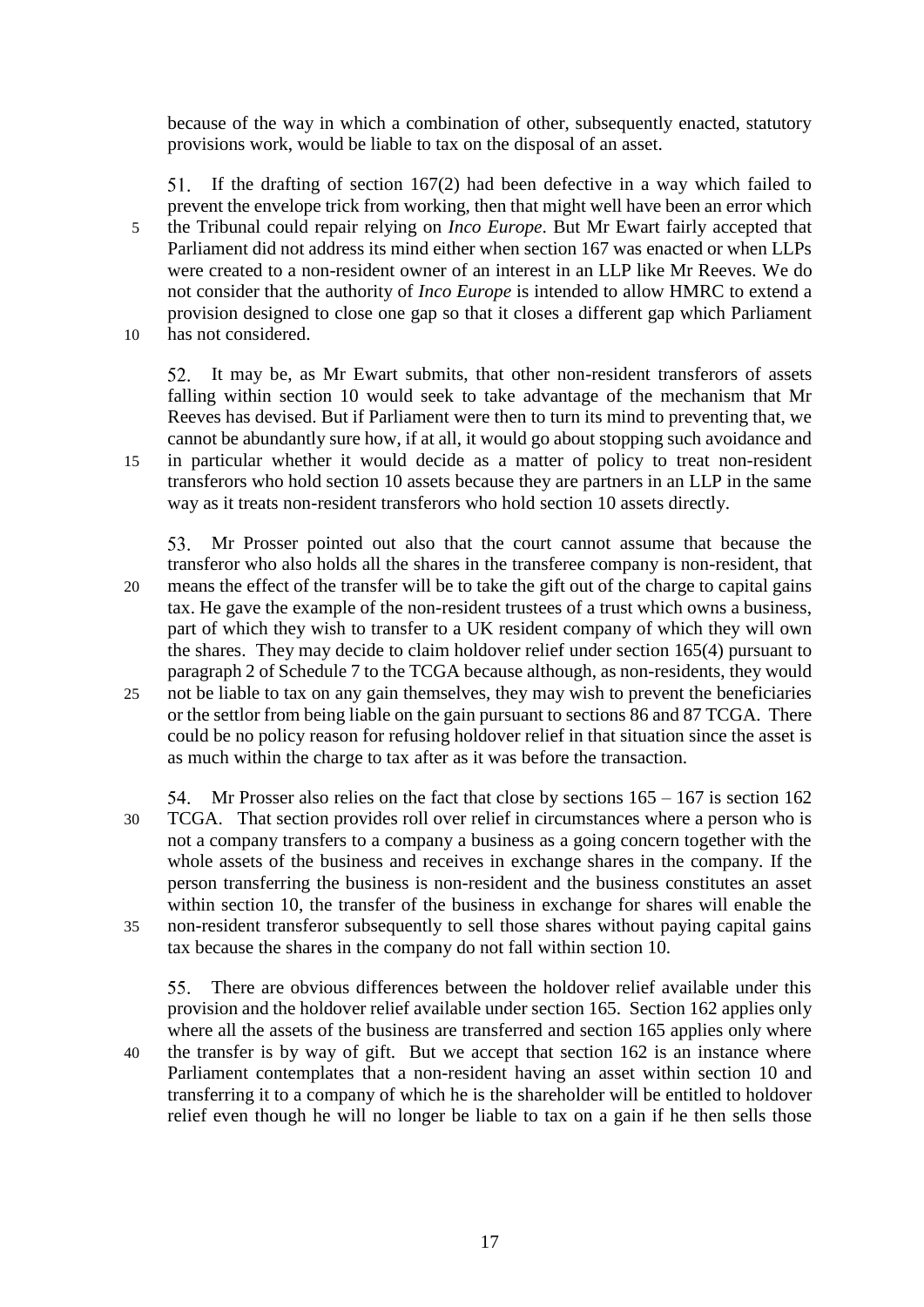because of the way in which a combination of other, subsequently enacted, statutory provisions work, would be liable to tax on the disposal of an asset.

51. If the drafting of section 167(2) had been defective in a way which failed to prevent the envelope trick from working, then that might well have been an error which the Tribunal could repair relying on *Inco Europe*. But Mr Ewart fairly accepted that Parliament did not address its mind either when section 167 was enacted or when LLPs were created to a non-resident owner of an interest in an LLP like Mr Reeves. We do not consider that the authority of *Inco Europe* is intended to allow HMRC to extend a provision designed to close one gap so that it closes a different gap which Parliament has not considered.

52. It may be, as Mr Ewart submits, that other non-resident transferors of assets falling within section 10 would seek to take advantage of the mechanism that Mr Reeves has devised. But if Parliament were then to turn its mind to preventing that, we cannot be abundantly sure how, if at all, it would go about stopping such avoidance and in particular whether it would decide as a matter of policy to treat non-resident transferors who hold section 10 assets because they are partners in an LLP in the same way as it treats non-resident transferors who hold section 10 assets directly.

53. Mr Prosser pointed out also that the court cannot assume that because the transferor who also holds all the shares in the transferee company is non-resident, that means the effect of the transfer will be to take the gift out of the charge to capital gains tax. He gave the example of the non-resident trustees of a trust which owns a business, part of which they wish to transfer to a UK resident company of which they will own the shares. They may decide to claim holdover relief under section 165(4) pursuant to paragraph 2 of Schedule 7 to the TCGA because although, as non-residents, they would not be liable to tax on any gain themselves, they may wish to prevent the beneficiaries or the settlor from being liable on the gain pursuant to sections 86 and 87 TCGA. There could be no policy reason for refusing holdover relief in that situation since the asset is as much within the charge to tax after as it was before the transaction.

54. Mr Prosser also relies on the fact that close by sections 165 – 167 is section 162 TCGA. That section provides roll over relief in circumstances where a person who is not a company transfers to a company a business as a going concern together with the whole assets of the business and receives in exchange shares in the company. If the person transferring the business is non-resident and the business constitutes an asset within section 10, the transfer of the business in exchange for shares will enable the non-resident transferor subsequently to sell those shares without paying capital gains tax because the shares in the company do not fall within section 10.

55. There are obvious differences between the holdover relief available under this provision and the holdover relief available under section 165. Section 162 applies only where all the assets of the business are transferred and section 165 applies only where the transfer is by way of gift. But we accept that section 162 is an instance where Parliament contemplates that a non-resident having an asset within section 10 and transferring it to a company of which he is the shareholder will be entitled to holdover relief even though he will no longer be liable to tax on a gain if he then sells those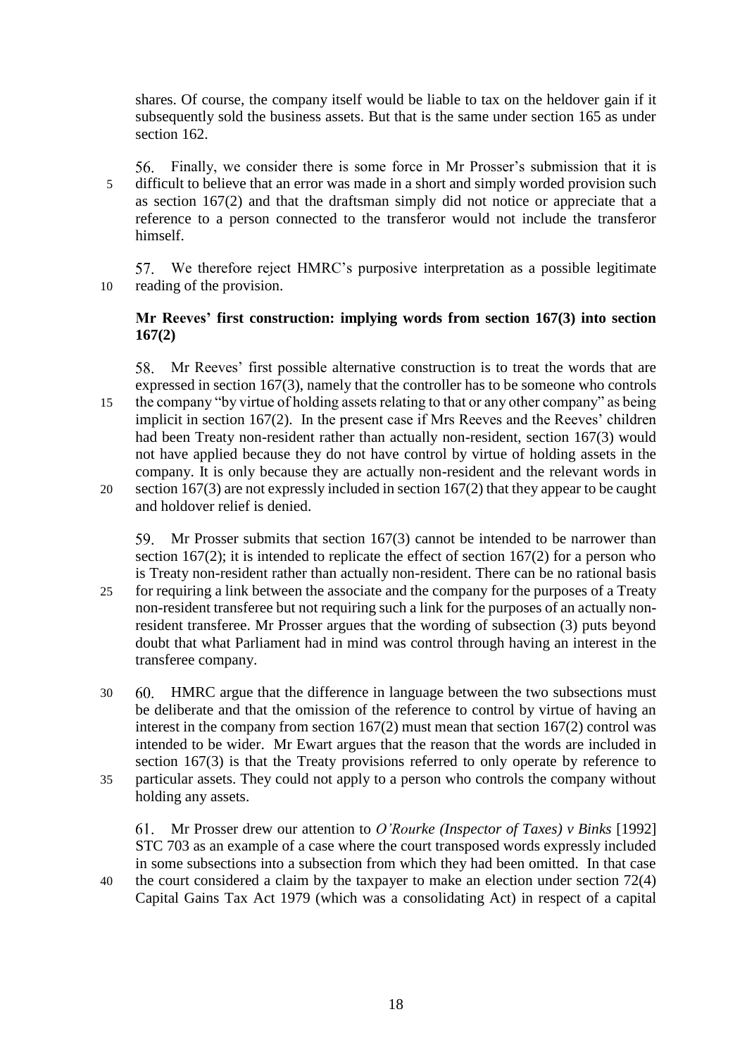shares. Of course, the company itself would be liable to tax on the heldover gain if it subsequently sold the business assets. But that is the same under section 165 as under section 162.

56. Finally, we consider there is some force in Mr Prosser's submission that it is difficult to believe that an error was made in a short and simply worded provision such as section 167(2) and that the draftsman simply did not notice or appreciate that a reference to a person connected to the transferor would not include the transferor himself.

57. We therefore reject HMRC's purposive interpretation as a possible legitimate reading of the provision.

**Mr Reeves' first construction: implying words from section 167(3) into section 167(2)**

58. Mr Reeves' first possible alternative construction is to treat the words that are expressed in section 167(3), namely that the controller has to be someone who controls the company "by virtue of holding assets relating to that or any other company" as being implicit in section 167(2). In the present case if Mrs Reeves and the Reeves' children had been Treaty non-resident rather than actually non-resident, section 167(3) would not have applied because they do not have control by virtue of holding assets in the company. It is only because they are actually non-resident and the relevant words in section 167(3) are not expressly included in section 167(2) that they appear to be caught and holdover relief is denied.

59. Mr Prosser submits that section 167(3) cannot be intended to be narrower than section 167(2); it is intended to replicate the effect of section 167(2) for a person who is Treaty non-resident rather than actually non-resident. There can be no rational basis for requiring a link between the associate and the company for the purposes of a Treaty non-resident transferee but not requiring such a link for the purposes of an actually non-resident transferee. Mr Prosser argues that the wording of subsection (3) puts beyond doubt that what Parliament had in mind was control through having an interest in the transferee company.

60. HMRC argue that the difference in language between the two subsections must be deliberate and that the omission of the reference to control by virtue of having an interest in the company from section 167(2) must mean that section 167(2) control was intended to be wider. Mr Ewart argues that the reason that the words are included in section 167(3) is that the Treaty provisions referred to only operate by reference to particular assets. They could not apply to a person who controls the company without holding any assets.

61. Mr Prosser drew our attention to *O'Rourke (Inspector of Taxes) v Binks* [1992] STC 703 as an example of a case where the court transposed words expressly included in some subsections into a subsection from which they had been omitted. In that case the court considered a claim by the taxpayer to make an election under section 72(4) Capital Gains Tax Act 1979 (which was a consolidating Act) in respect of a capital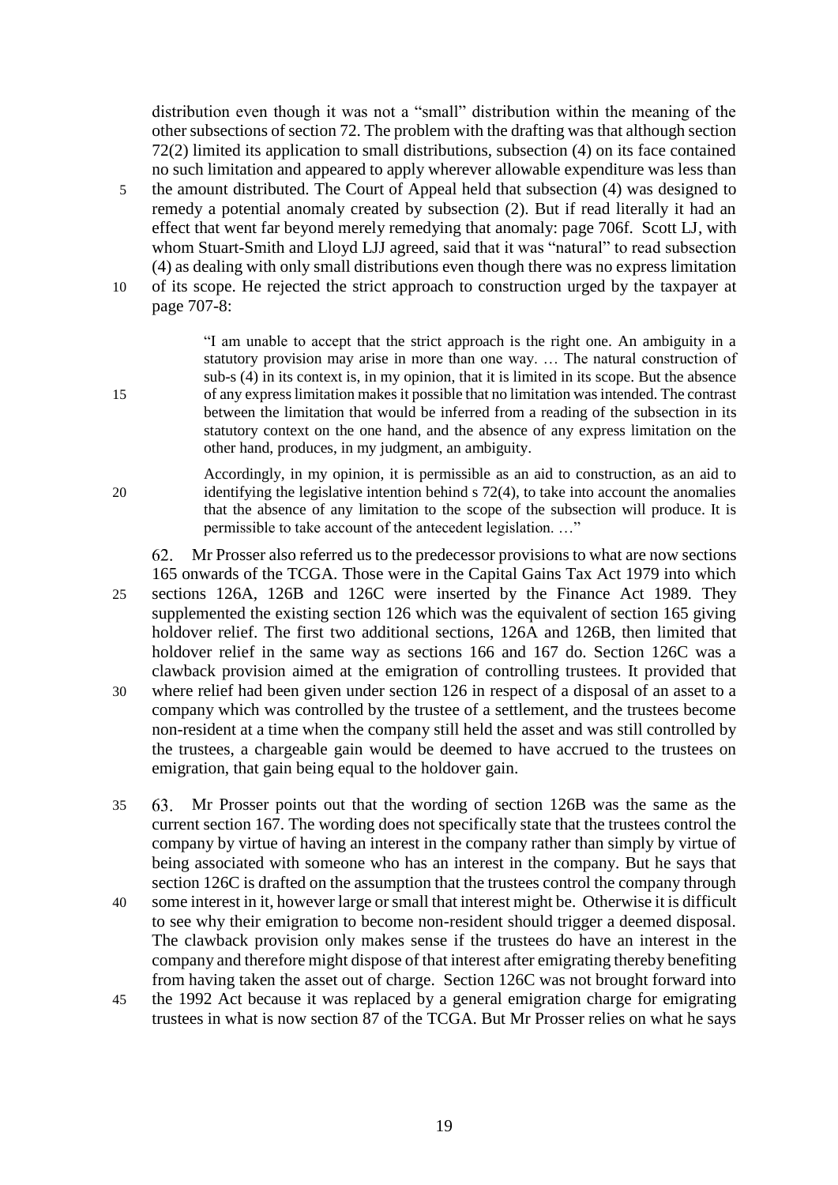distribution even though it was not a "small" distribution within the meaning of the other subsections of section 72. The problem with the drafting was that although section 72(2) limited its application to small distributions, subsection (4) on its face contained no such limitation and appeared to apply wherever allowable expenditure was less than the amount distributed. The Court of Appeal held that subsection (4) was designed to remedy a potential anomaly created by subsection (2). But if read literally it had an effect that went far beyond merely remedying that anomaly: page 706f. Scott LJ, with whom Stuart-Smith and Lloyd LJJ agreed, said that it was "natural" to read subsection (4) as dealing with only small distributions even though there was no express limitation of its scope. He rejected the strict approach to construction urged by the taxpayer at page 707-8:

> "I am unable to accept that the strict approach is the right one. An ambiguity in a statutory provision may arise in more than one way. … The natural construction of sub-s (4) in its context is, in my opinion, that it is limited in its scope. But the absence of any express limitation makes it possible that no limitation was intended. The contrast between the limitation that would be inferred from a reading of the subsection in its statutory context on the one hand, and the absence of any express limitation on the other hand, produces, in my judgment, an ambiguity.
>
> Accordingly, in my opinion, it is permissible as an aid to construction, as an aid to identifying the legislative intention behind s 72(4), to take into account the anomalies that the absence of any limitation to the scope of the subsection will produce. It is permissible to take account of the antecedent legislation. …"

62. Mr Prosser also referred us to the predecessor provisions to what are now sections 165 onwards of the TCGA. Those were in the Capital Gains Tax Act 1979 into which sections 126A, 126B and 126C were inserted by the Finance Act 1989. They supplemented the existing section 126 which was the equivalent of section 165 giving holdover relief. The first two additional sections, 126A and 126B, then limited that holdover relief in the same way as sections 166 and 167 do. Section 126C was a clawback provision aimed at the emigration of controlling trustees. It provided that where relief had been given under section 126 in respect of a disposal of an asset to a company which was controlled by the trustee of a settlement, and the trustees become non-resident at a time when the company still held the asset and was still controlled by the trustees, a chargeable gain would be deemed to have accrued to the trustees on emigration, that gain being equal to the holdover gain.

63. Mr Prosser points out that the wording of section 126B was the same as the current section 167. The wording does not specifically state that the trustees control the company by virtue of having an interest in the company rather than simply by virtue of being associated with someone who has an interest in the company. But he says that section 126C is drafted on the assumption that the trustees control the company through some interest in it, however large or small that interest might be. Otherwise it is difficult to see why their emigration to become non-resident should trigger a deemed disposal. The clawback provision only makes sense if the trustees do have an interest in the company and therefore might dispose of that interest after emigrating thereby benefiting from having taken the asset out of charge. Section 126C was not brought forward into the 1992 Act because it was replaced by a general emigration charge for emigrating trustees in what is now section 87 of the TCGA. But Mr Prosser relies on what he says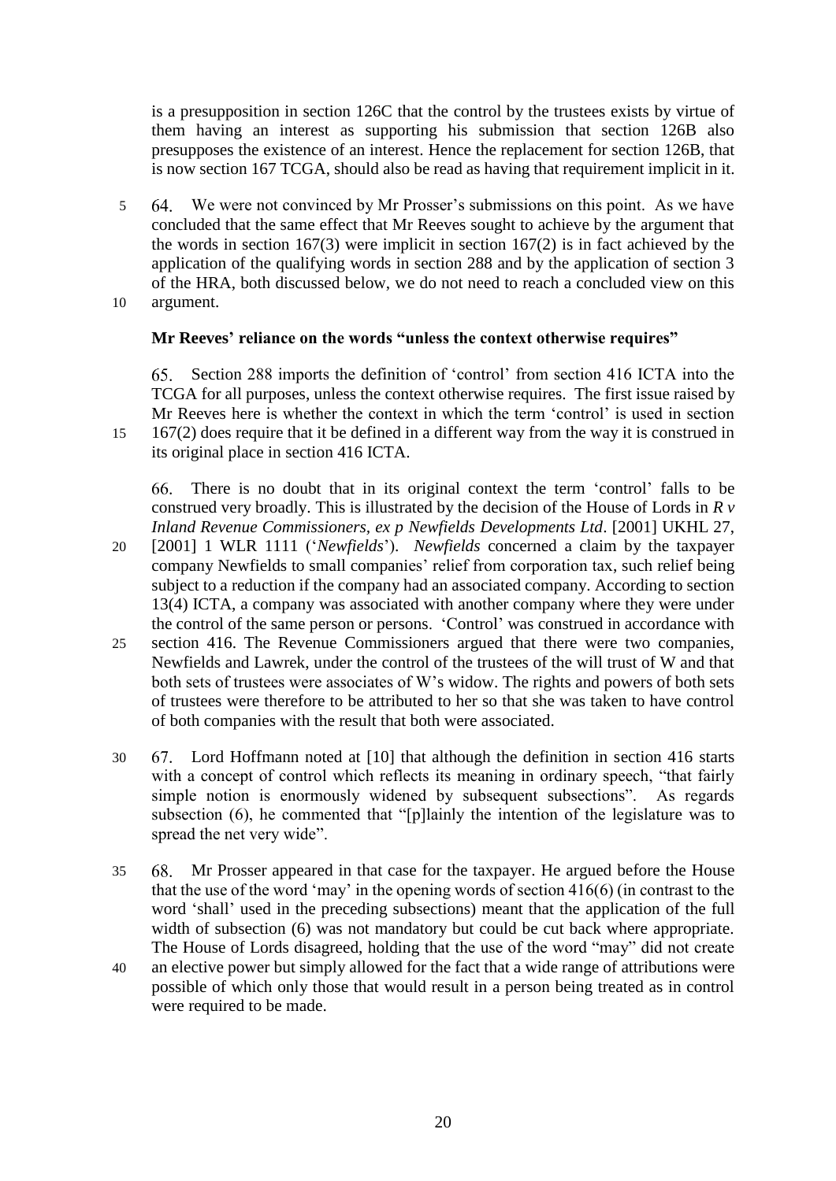is a presupposition in section 126C that the control by the trustees exists by virtue of them having an interest as supporting his submission that section 126B also presupposes the existence of an interest. Hence the replacement for section 126B, that is now section 167 TCGA, should also be read as having that requirement implicit in it.

64. We were not convinced by Mr Prosser's submissions on this point. As we have concluded that the same effect that Mr Reeves sought to achieve by the argument that the words in section 167(3) were implicit in section 167(2) is in fact achieved by the application of the qualifying words in section 288 and by the application of section 3 of the HRA, both discussed below, we do not need to reach a concluded view on this argument.

**Mr Reeves' reliance on the words "unless the context otherwise requires"**

65. Section 288 imports the definition of 'control' from section 416 ICTA into the TCGA for all purposes, unless the context otherwise requires. The first issue raised by Mr Reeves here is whether the context in which the term 'control' is used in section 167(2) does require that it be defined in a different way from the way it is construed in its original place in section 416 ICTA.

66. There is no doubt that in its original context the term 'control' falls to be construed very broadly. This is illustrated by the decision of the House of Lords in *R v Inland Revenue Commissioners, ex p Newfields Developments Ltd*. [2001] UKHL 27, [2001] 1 WLR 1111 ('*Newfields*'). *Newfields* concerned a claim by the taxpayer company Newfields to small companies' relief from corporation tax, such relief being subject to a reduction if the company had an associated company. According to section 13(4) ICTA, a company was associated with another company where they were under the control of the same person or persons. 'Control' was construed in accordance with section 416. The Revenue Commissioners argued that there were two companies, Newfields and Lawrek, under the control of the trustees of the will trust of W and that both sets of trustees were associates of W's widow. The rights and powers of both sets of trustees were therefore to be attributed to her so that she was taken to have control of both companies with the result that both were associated.

67. Lord Hoffmann noted at [10] that although the definition in section 416 starts with a concept of control which reflects its meaning in ordinary speech, "that fairly simple notion is enormously widened by subsequent subsections". As regards subsection (6), he commented that "[p]lainly the intention of the legislature was to spread the net very wide".

68. Mr Prosser appeared in that case for the taxpayer. He argued before the House that the use of the word 'may' in the opening words of section 416(6) (in contrast to the word 'shall' used in the preceding subsections) meant that the application of the full width of subsection (6) was not mandatory but could be cut back where appropriate. The House of Lords disagreed, holding that the use of the word "may" did not create an elective power but simply allowed for the fact that a wide range of attributions were possible of which only those that would result in a person being treated as in control were required to be made.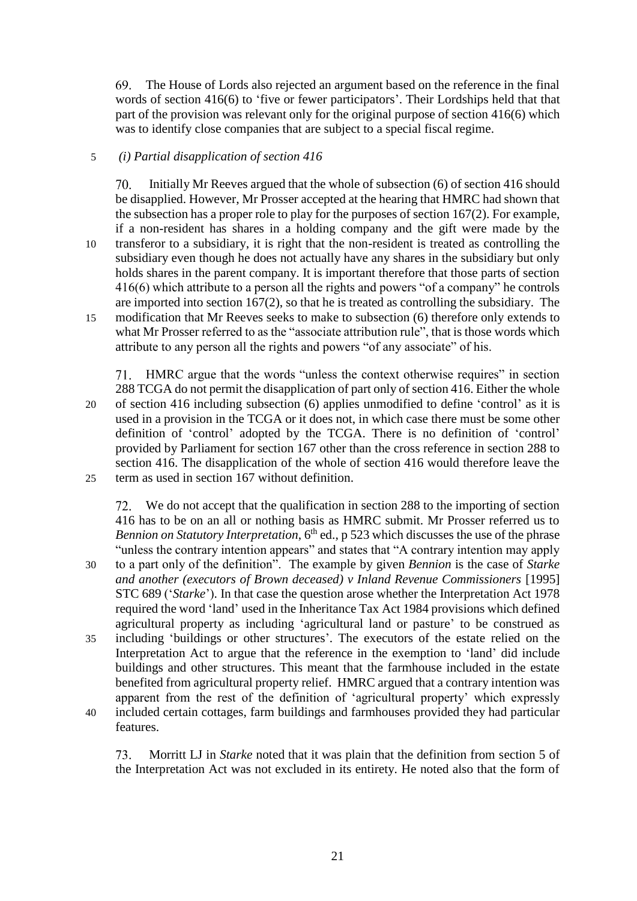69. The House of Lords also rejected an argument based on the reference in the final words of section 416(6) to 'five or fewer participators'. Their Lordships held that that part of the provision was relevant only for the original purpose of section 416(6) which was to identify close companies that are subject to a special fiscal regime.

*(i) Partial disapplication of section 416*

70. Initially Mr Reeves argued that the whole of subsection (6) of section 416 should be disapplied. However, Mr Prosser accepted at the hearing that HMRC had shown that the subsection has a proper role to play for the purposes of section 167(2). For example, if a non-resident has shares in a holding company and the gift were made by the transferor to a subsidiary, it is right that the non-resident is treated as controlling the subsidiary even though he does not actually have any shares in the subsidiary but only holds shares in the parent company. It is important therefore that those parts of section 416(6) which attribute to a person all the rights and powers "of a company" he controls are imported into section 167(2), so that he is treated as controlling the subsidiary. The modification that Mr Reeves seeks to make to subsection (6) therefore only extends to what Mr Prosser referred to as the "associate attribution rule", that is those words which attribute to any person all the rights and powers "of any associate" of his.

71. HMRC argue that the words "unless the context otherwise requires" in section 288 TCGA do not permit the disapplication of part only of section 416. Either the whole of section 416 including subsection (6) applies unmodified to define 'control' as it is used in a provision in the TCGA or it does not, in which case there must be some other definition of 'control' adopted by the TCGA. There is no definition of 'control' provided by Parliament for section 167 other than the cross reference in section 288 to section 416. The disapplication of the whole of section 416 would therefore leave the term as used in section 167 without definition.

72. We do not accept that the qualification in section 288 to the importing of section 416 has to be on an all or nothing basis as HMRC submit. Mr Prosser referred us to *Bennion on Statutory Interpretation*, 6th ed., p 523 which discusses the use of the phrase "unless the contrary intention appears" and states that "A contrary intention may apply to a part only of the definition". The example by given *Bennion* is the case of *Starke and another (executors of Brown deceased) v Inland Revenue Commissioners* [1995] STC 689 ('*Starke*'). In that case the question arose whether the Interpretation Act 1978 required the word 'land' used in the Inheritance Tax Act 1984 provisions which defined agricultural property as including 'agricultural land or pasture' to be construed as including 'buildings or other structures'. The executors of the estate relied on the Interpretation Act to argue that the reference in the exemption to 'land' did include buildings and other structures. This meant that the farmhouse included in the estate benefited from agricultural property relief. HMRC argued that a contrary intention was apparent from the rest of the definition of 'agricultural property' which expressly included certain cottages, farm buildings and farmhouses provided they had particular features.

73. Morritt LJ in *Starke* noted that it was plain that the definition from section 5 of the Interpretation Act was not excluded in its entirety. He noted also that the form of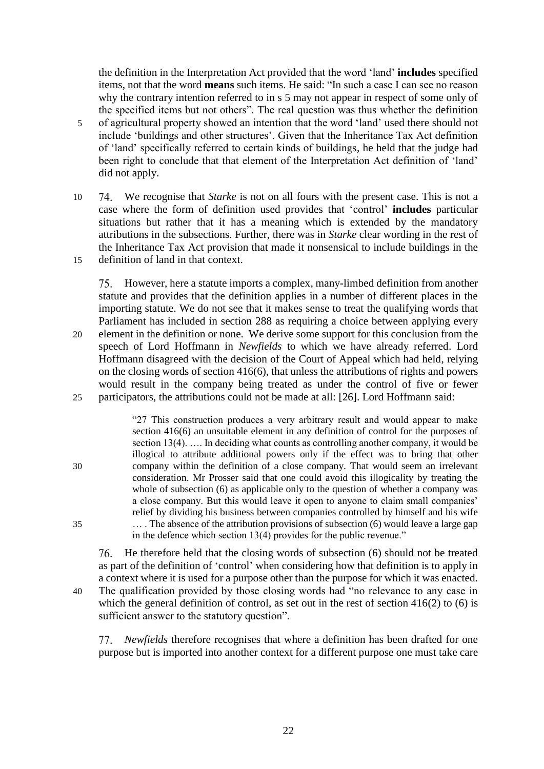the definition in the Interpretation Act provided that the word 'land' **includes** specified items, not that the word **means** such items. He said: "In such a case I can see no reason why the contrary intention referred to in s 5 may not appear in respect of some only of the specified items but not others". The real question was thus whether the definition of agricultural property showed an intention that the word 'land' used there should not include 'buildings and other structures'. Given that the Inheritance Tax Act definition of 'land' specifically referred to certain kinds of buildings, he held that the judge had been right to conclude that that element of the Interpretation Act definition of 'land' did not apply.

74. We recognise that *Starke* is not on all fours with the present case. This is not a case where the form of definition used provides that 'control' **includes** particular situations but rather that it has a meaning which is extended by the mandatory attributions in the subsections. Further, there was in *Starke* clear wording in the rest of the Inheritance Tax Act provision that made it nonsensical to include buildings in the definition of land in that context.

75. However, here a statute imports a complex, many-limbed definition from another statute and provides that the definition applies in a number of different places in the importing statute. We do not see that it makes sense to treat the qualifying words that Parliament has included in section 288 as requiring a choice between applying every element in the definition or none. We derive some support for this conclusion from the speech of Lord Hoffmann in *Newfields* to which we have already referred. Lord Hoffmann disagreed with the decision of the Court of Appeal which had held, relying on the closing words of section 416(6), that unless the attributions of rights and powers would result in the company being treated as under the control of five or fewer participators, the attributions could not be made at all: [26]. Lord Hoffmann said:

> "27 This construction produces a very arbitrary result and would appear to make section 416(6) an unsuitable element in any definition of control for the purposes of section 13(4). …. In deciding what counts as controlling another company, it would be illogical to attribute additional powers only if the effect was to bring that other company within the definition of a close company. That would seem an irrelevant consideration. Mr Prosser said that one could avoid this illogicality by treating the whole of subsection (6) as applicable only to the question of whether a company was a close company. But this would leave it open to anyone to claim small companies' relief by dividing his business between companies controlled by himself and his wife … . The absence of the attribution provisions of subsection (6) would leave a large gap in the defence which section 13(4) provides for the public revenue."

76. He therefore held that the closing words of subsection (6) should not be treated as part of the definition of 'control' when considering how that definition is to apply in a context where it is used for a purpose other than the purpose for which it was enacted. The qualification provided by those closing words had "no relevance to any case in which the general definition of control, as set out in the rest of section 416(2) to (6) is sufficient answer to the statutory question".

77. *Newfields* therefore recognises that where a definition has been drafted for one purpose but is imported into another context for a different purpose one must take care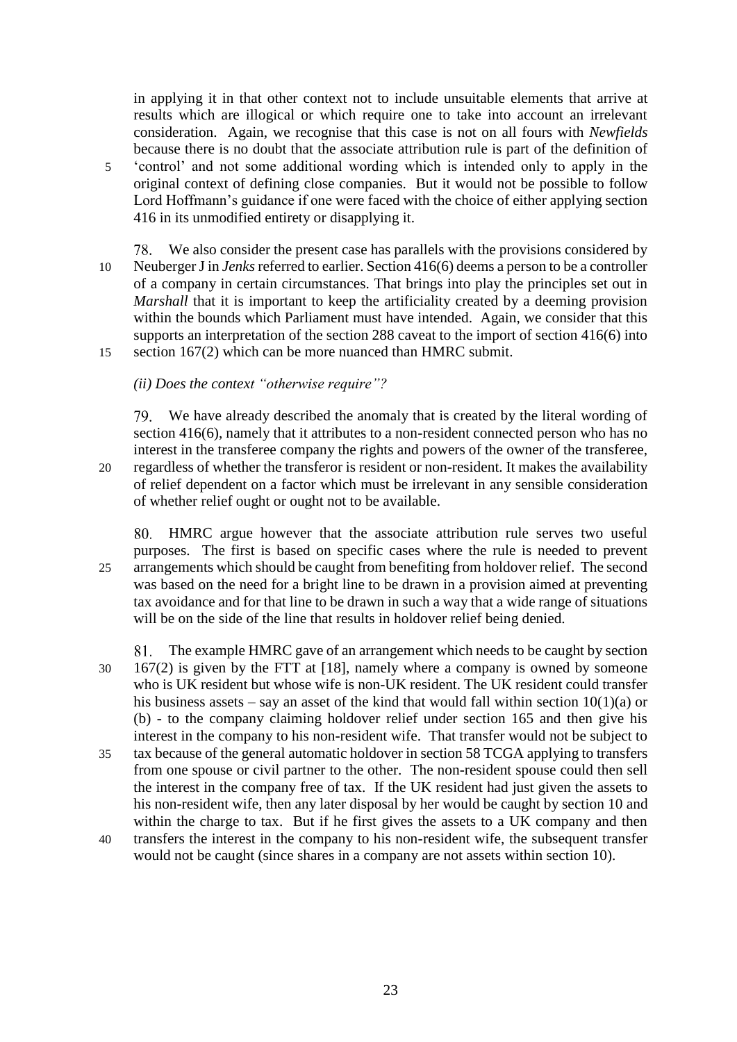in applying it in that other context not to include unsuitable elements that arrive at results which are illogical or which require one to take into account an irrelevant consideration. Again, we recognise that this case is not on all fours with *Newfields* because there is no doubt that the associate attribution rule is part of the definition of 'control' and not some additional wording which is intended only to apply in the original context of defining close companies. But it would not be possible to follow Lord Hoffmann's guidance if one were faced with the choice of either applying section 416 in its unmodified entirety or disapplying it.

78. We also consider the present case has parallels with the provisions considered by Neuberger J in *Jenks* referred to earlier. Section 416(6) deems a person to be a controller of a company in certain circumstances. That brings into play the principles set out in *Marshall* that it is important to keep the artificiality created by a deeming provision within the bounds which Parliament must have intended. Again, we consider that this supports an interpretation of the section 288 caveat to the import of section 416(6) into section 167(2) which can be more nuanced than HMRC submit.

*(ii) Does the context "otherwise require"?*

79. We have already described the anomaly that is created by the literal wording of section 416(6), namely that it attributes to a non-resident connected person who has no interest in the transferee company the rights and powers of the owner of the transferee, regardless of whether the transferor is resident or non-resident. It makes the availability of relief dependent on a factor which must be irrelevant in any sensible consideration of whether relief ought or ought not to be available.

80. HMRC argue however that the associate attribution rule serves two useful purposes. The first is based on specific cases where the rule is needed to prevent arrangements which should be caught from benefiting from holdover relief. The second was based on the need for a bright line to be drawn in a provision aimed at preventing tax avoidance and for that line to be drawn in such a way that a wide range of situations will be on the side of the line that results in holdover relief being denied.

81. The example HMRC gave of an arrangement which needs to be caught by section 167(2) is given by the FTT at [18], namely where a company is owned by someone who is UK resident but whose wife is non-UK resident. The UK resident could transfer his business assets – say an asset of the kind that would fall within section 10(1)(a) or (b) - to the company claiming holdover relief under section 165 and then give his interest in the company to his non-resident wife. That transfer would not be subject to tax because of the general automatic holdover in section 58 TCGA applying to transfers from one spouse or civil partner to the other. The non-resident spouse could then sell the interest in the company free of tax. If the UK resident had just given the assets to his non-resident wife, then any later disposal by her would be caught by section 10 and within the charge to tax. But if he first gives the assets to a UK company and then transfers the interest in the company to his non-resident wife, the subsequent transfer would not be caught (since shares in a company are not assets within section 10).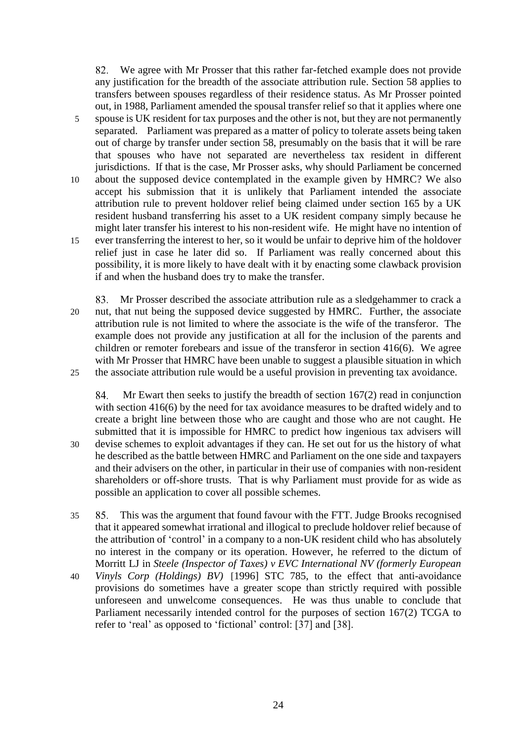82. We agree with Mr Prosser that this rather far-fetched example does not provide any justification for the breadth of the associate attribution rule. Section 58 applies to transfers between spouses regardless of their residence status. As Mr Prosser pointed out, in 1988, Parliament amended the spousal transfer relief so that it applies where one spouse is UK resident for tax purposes and the other is not, but they are not permanently separated. Parliament was prepared as a matter of policy to tolerate assets being taken out of charge by transfer under section 58, presumably on the basis that it will be rare that spouses who have not separated are nevertheless tax resident in different jurisdictions. If that is the case, Mr Prosser asks, why should Parliament be concerned about the supposed device contemplated in the example given by HMRC? We also accept his submission that it is unlikely that Parliament intended the associate attribution rule to prevent holdover relief being claimed under section 165 by a UK resident husband transferring his asset to a UK resident company simply because he might later transfer his interest to his non-resident wife. He might have no intention of ever transferring the interest to her, so it would be unfair to deprive him of the holdover relief just in case he later did so. If Parliament was really concerned about this possibility, it is more likely to have dealt with it by enacting some clawback provision if and when the husband does try to make the transfer.

83. Mr Prosser described the associate attribution rule as a sledgehammer to crack a nut, that nut being the supposed device suggested by HMRC. Further, the associate attribution rule is not limited to where the associate is the wife of the transferor. The example does not provide any justification at all for the inclusion of the parents and children or remoter forebears and issue of the transferor in section 416(6). We agree with Mr Prosser that HMRC have been unable to suggest a plausible situation in which the associate attribution rule would be a useful provision in preventing tax avoidance.

84. Mr Ewart then seeks to justify the breadth of section 167(2) read in conjunction with section 416(6) by the need for tax avoidance measures to be drafted widely and to create a bright line between those who are caught and those who are not caught. He submitted that it is impossible for HMRC to predict how ingenious tax advisers will devise schemes to exploit advantages if they can. He set out for us the history of what he described as the battle between HMRC and Parliament on the one side and taxpayers and their advisers on the other, in particular in their use of companies with non-resident shareholders or off-shore trusts. That is why Parliament must provide for as wide as possible an application to cover all possible schemes.

85. This was the argument that found favour with the FTT. Judge Brooks recognised that it appeared somewhat irrational and illogical to preclude holdover relief because of the attribution of 'control' in a company to a non-UK resident child who has absolutely no interest in the company or its operation. However, he referred to the dictum of Morritt LJ in *Steele (Inspector of Taxes) v EVC International NV (formerly European Vinyls Corp (Holdings) BV)* [1996] STC 785, to the effect that anti-avoidance provisions do sometimes have a greater scope than strictly required with possible unforeseen and unwelcome consequences. He was thus unable to conclude that Parliament necessarily intended control for the purposes of section 167(2) TCGA to refer to 'real' as opposed to 'fictional' control: [37] and [38].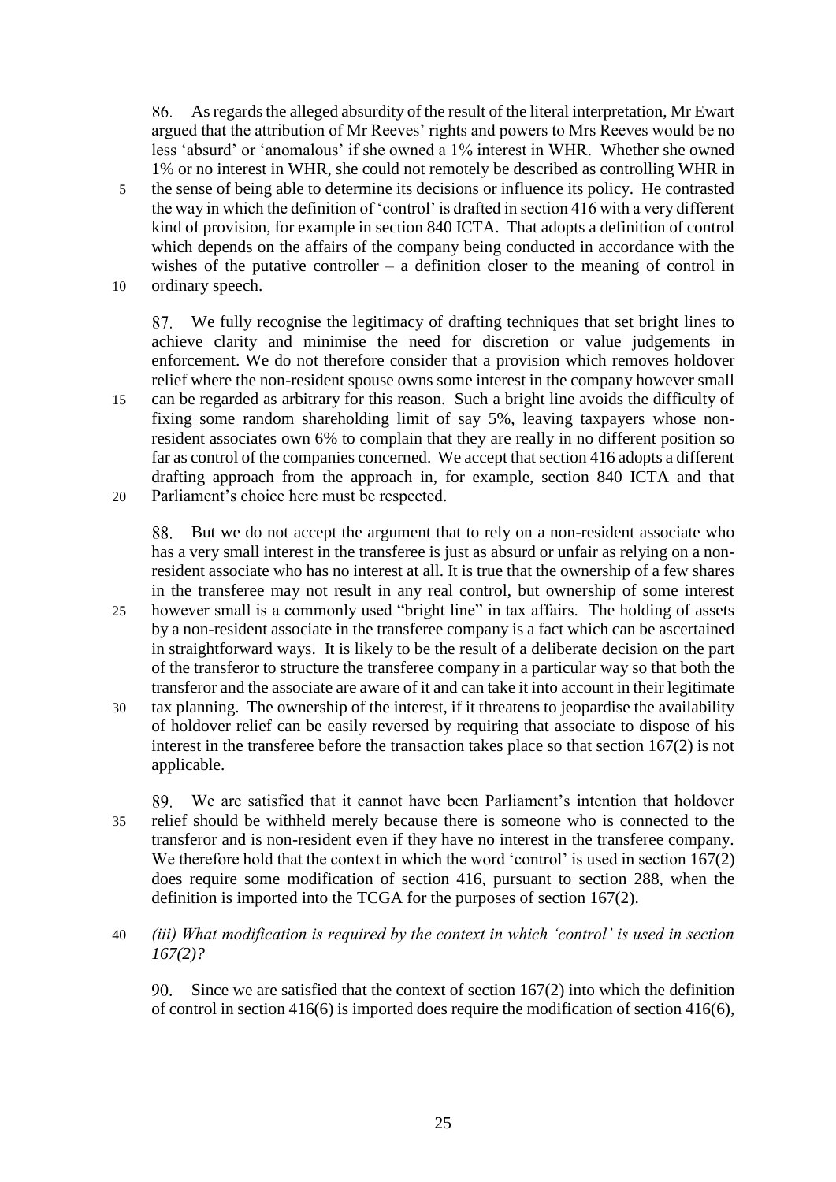86. As regards the alleged absurdity of the result of the literal interpretation, Mr Ewart argued that the attribution of Mr Reeves' rights and powers to Mrs Reeves would be no less 'absurd' or 'anomalous' if she owned a 1% interest in WHR. Whether she owned 1% or no interest in WHR, she could not remotely be described as controlling WHR in the sense of being able to determine its decisions or influence its policy. He contrasted the way in which the definition of 'control' is drafted in section 416 with a very different kind of provision, for example in section 840 ICTA. That adopts a definition of control which depends on the affairs of the company being conducted in accordance with the wishes of the putative controller – a definition closer to the meaning of control in ordinary speech.

87. We fully recognise the legitimacy of drafting techniques that set bright lines to achieve clarity and minimise the need for discretion or value judgements in enforcement. We do not therefore consider that a provision which removes holdover relief where the non-resident spouse owns some interest in the company however small can be regarded as arbitrary for this reason. Such a bright line avoids the difficulty of fixing some random shareholding limit of say 5%, leaving taxpayers whose non-resident associates own 6% to complain that they are really in no different position so far as control of the companies concerned. We accept that section 416 adopts a different drafting approach from the approach in, for example, section 840 ICTA and that Parliament's choice here must be respected.

88. But we do not accept the argument that to rely on a non-resident associate who has a very small interest in the transferee is just as absurd or unfair as relying on a non-resident associate who has no interest at all. It is true that the ownership of a few shares in the transferee may not result in any real control, but ownership of some interest however small is a commonly used "bright line" in tax affairs. The holding of assets by a non-resident associate in the transferee company is a fact which can be ascertained in straightforward ways. It is likely to be the result of a deliberate decision on the part of the transferor to structure the transferee company in a particular way so that both the transferor and the associate are aware of it and can take it into account in their legitimate tax planning. The ownership of the interest, if it threatens to jeopardise the availability of holdover relief can be easily reversed by requiring that associate to dispose of his interest in the transferee before the transaction takes place so that section 167(2) is not applicable.

89. We are satisfied that it cannot have been Parliament's intention that holdover relief should be withheld merely because there is someone who is connected to the transferor and is non-resident even if they have no interest in the transferee company. We therefore hold that the context in which the word 'control' is used in section 167(2) does require some modification of section 416, pursuant to section 288, when the definition is imported into the TCGA for the purposes of section 167(2).

*(iii) What modification is required by the context in which 'control' is used in section 167(2)?*

90. Since we are satisfied that the context of section 167(2) into which the definition of control in section 416(6) is imported does require the modification of section 416(6),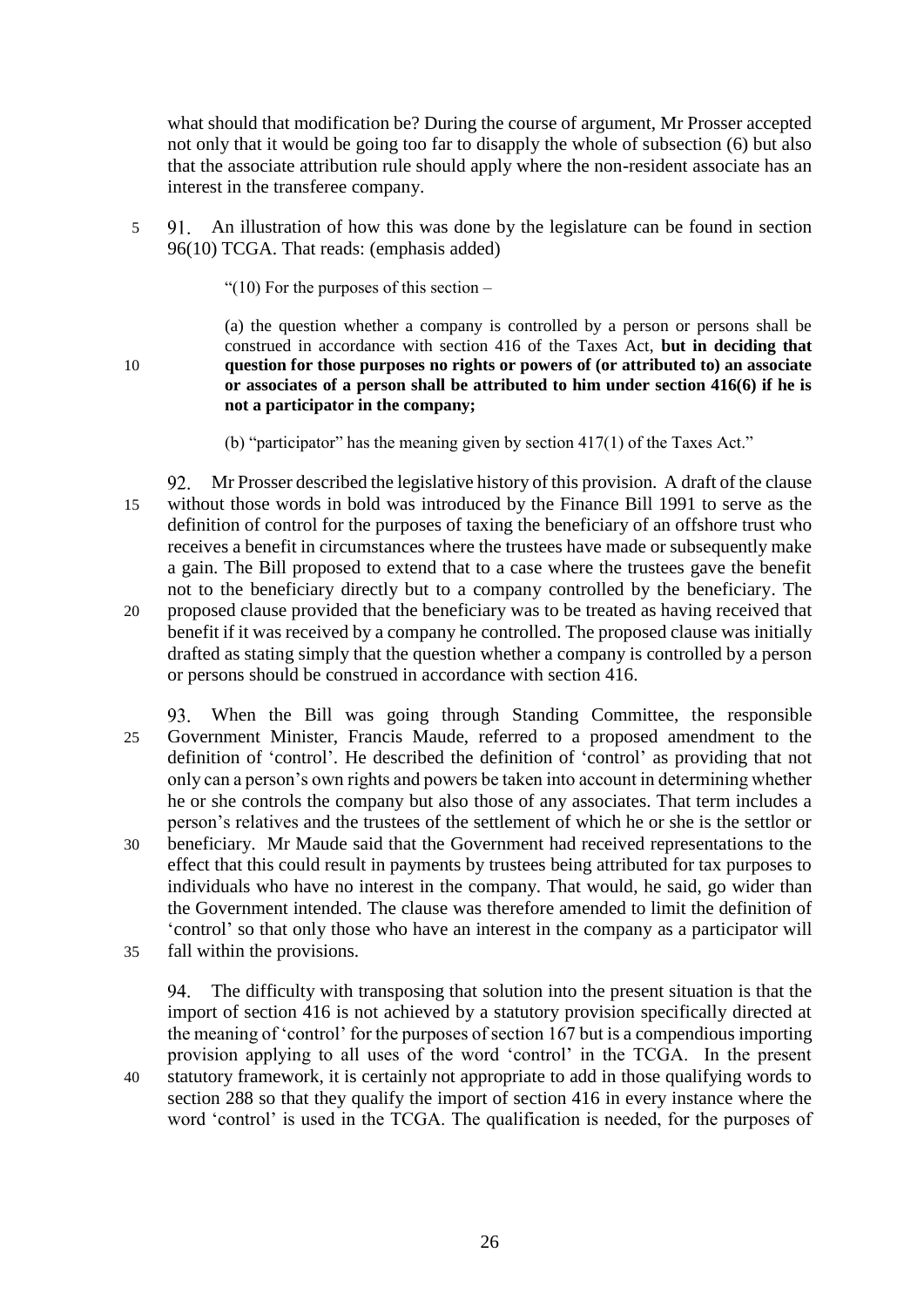what should that modification be? During the course of argument, Mr Prosser accepted not only that it would be going too far to disapply the whole of subsection (6) but also that the associate attribution rule should apply where the non-resident associate has an interest in the transferee company.

91. An illustration of how this was done by the legislature can be found in section 96(10) TCGA. That reads: (emphasis added)

> "(10) For the purposes of this section –
>
> (a) the question whether a company is controlled by a person or persons shall be construed in accordance with section 416 of the Taxes Act, **but in deciding that question for those purposes no rights or powers of (or attributed to) an associate or associates of a person shall be attributed to him under section 416(6) if he is not a participator in the company;**
>
> (b) "participator" has the meaning given by section 417(1) of the Taxes Act."

92. Mr Prosser described the legislative history of this provision. A draft of the clause without those words in bold was introduced by the Finance Bill 1991 to serve as the definition of control for the purposes of taxing the beneficiary of an offshore trust who receives a benefit in circumstances where the trustees have made or subsequently make a gain. The Bill proposed to extend that to a case where the trustees gave the benefit not to the beneficiary directly but to a company controlled by the beneficiary. The proposed clause provided that the beneficiary was to be treated as having received that benefit if it was received by a company he controlled. The proposed clause was initially drafted as stating simply that the question whether a company is controlled by a person or persons should be construed in accordance with section 416.

93. When the Bill was going through Standing Committee, the responsible Government Minister, Francis Maude, referred to a proposed amendment to the definition of 'control'. He described the definition of 'control' as providing that not only can a person's own rights and powers be taken into account in determining whether he or she controls the company but also those of any associates. That term includes a person's relatives and the trustees of the settlement of which he or she is the settlor or beneficiary. Mr Maude said that the Government had received representations to the effect that this could result in payments by trustees being attributed for tax purposes to individuals who have no interest in the company. That would, he said, go wider than the Government intended. The clause was therefore amended to limit the definition of 'control' so that only those who have an interest in the company as a participator will fall within the provisions.

94. The difficulty with transposing that solution into the present situation is that the import of section 416 is not achieved by a statutory provision specifically directed at the meaning of 'control' for the purposes of section 167 but is a compendious importing provision applying to all uses of the word 'control' in the TCGA. In the present statutory framework, it is certainly not appropriate to add in those qualifying words to section 288 so that they qualify the import of section 416 in every instance where the word 'control' is used in the TCGA. The qualification is needed, for the purposes of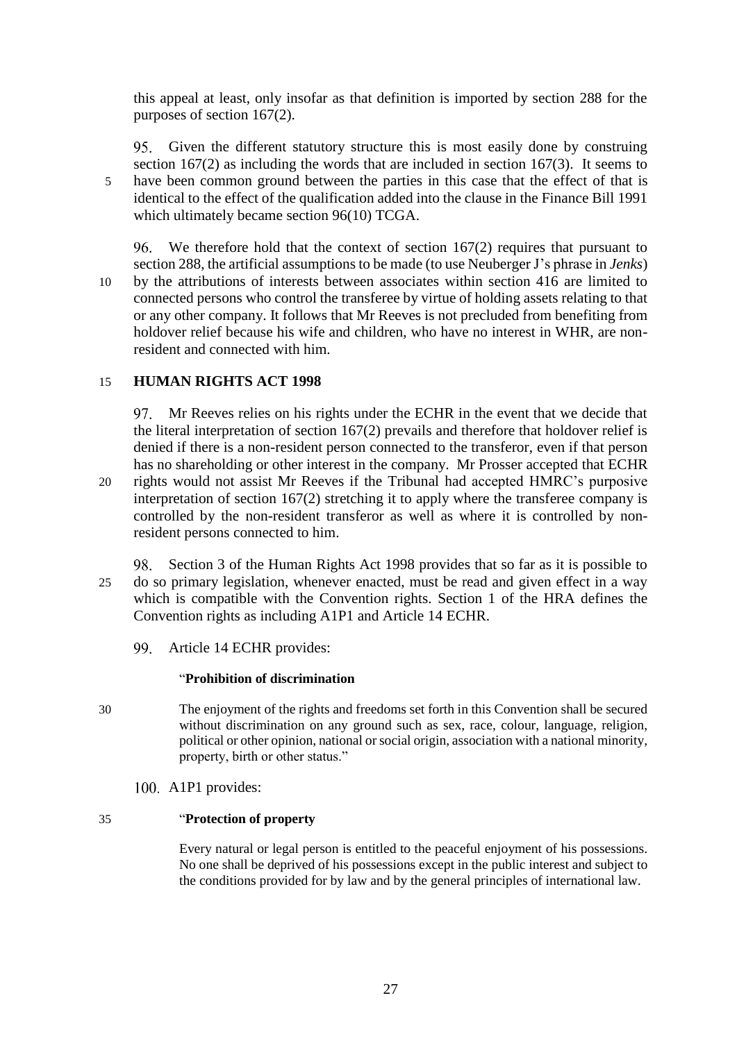this appeal at least, only insofar as that definition is imported by section 288 for the purposes of section 167(2).

95. Given the different statutory structure this is most easily done by construing section 167(2) as including the words that are included in section 167(3). It seems to have been common ground between the parties in this case that the effect of that is identical to the effect of the qualification added into the clause in the Finance Bill 1991 which ultimately became section 96(10) TCGA.

96. We therefore hold that the context of section 167(2) requires that pursuant to section 288, the artificial assumptions to be made (to use Neuberger J's phrase in *Jenks*) by the attributions of interests between associates within section 416 are limited to connected persons who control the transferee by virtue of holding assets relating to that or any other company. It follows that Mr Reeves is not precluded from benefiting from holdover relief because his wife and children, who have no interest in WHR, are non-resident and connected with him.

## HUMAN RIGHTS ACT 1998

97. Mr Reeves relies on his rights under the ECHR in the event that we decide that the literal interpretation of section 167(2) prevails and therefore that holdover relief is denied if there is a non-resident person connected to the transferor, even if that person has no shareholding or other interest in the company. Mr Prosser accepted that ECHR rights would not assist Mr Reeves if the Tribunal had accepted HMRC's purposive interpretation of section 167(2) stretching it to apply where the transferee company is controlled by the non-resident transferor as well as where it is controlled by non-resident persons connected to him.

98. Section 3 of the Human Rights Act 1998 provides that so far as it is possible to do so primary legislation, whenever enacted, must be read and given effect in a way which is compatible with the Convention rights. Section 1 of the HRA defines the Convention rights as including A1P1 and Article 14 ECHR.

99. Article 14 ECHR provides:

> "**Prohibition of discrimination**
>
> The enjoyment of the rights and freedoms set forth in this Convention shall be secured without discrimination on any ground such as sex, race, colour, language, religion, political or other opinion, national or social origin, association with a national minority, property, birth or other status."

100. A1P1 provides:

> "**Protection of property**
>
> Every natural or legal person is entitled to the peaceful enjoyment of his possessions. No one shall be deprived of his possessions except in the public interest and subject to the conditions provided for by law and by the general principles of international law.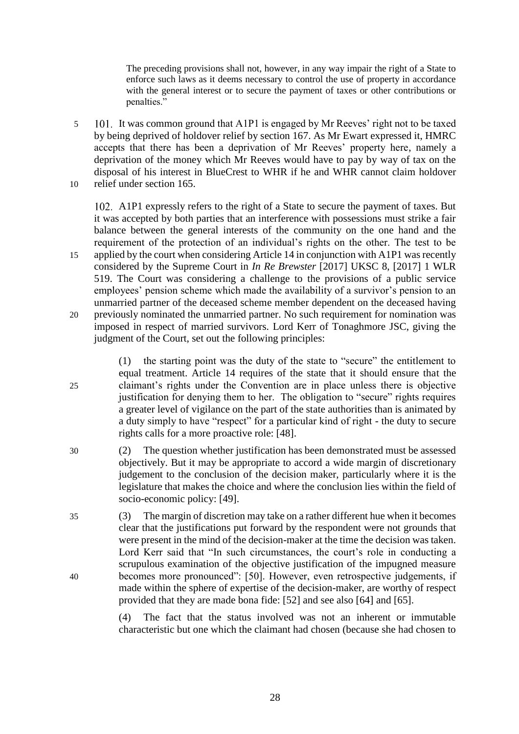> The preceding provisions shall not, however, in any way impair the right of a State to enforce such laws as it deems necessary to control the use of property in accordance with the general interest or to secure the payment of taxes or other contributions or penalties."

101. It was common ground that A1P1 is engaged by Mr Reeves' right not to be taxed by being deprived of holdover relief by section 167. As Mr Ewart expressed it, HMRC accepts that there has been a deprivation of Mr Reeves' property here, namely a deprivation of the money which Mr Reeves would have to pay by way of tax on the disposal of his interest in BlueCrest to WHR if he and WHR cannot claim holdover relief under section 165.

102. A1P1 expressly refers to the right of a State to secure the payment of taxes. But it was accepted by both parties that an interference with possessions must strike a fair balance between the general interests of the community on the one hand and the requirement of the protection of an individual's rights on the other. The test to be applied by the court when considering Article 14 in conjunction with A1P1 was recently considered by the Supreme Court in *In Re Brewster* [2017] UKSC 8, [2017] 1 WLR 519. The Court was considering a challenge to the provisions of a public service employees' pension scheme which made the availability of a survivor's pension to an unmarried partner of the deceased scheme member dependent on the deceased having previously nominated the unmarried partner. No such requirement for nomination was imposed in respect of married survivors. Lord Kerr of Tonaghmore JSC, giving the judgment of the Court, set out the following principles:

> (1) the starting point was the duty of the state to "secure" the entitlement to equal treatment. Article 14 requires of the state that it should ensure that the claimant's rights under the Convention are in place unless there is objective justification for denying them to her. The obligation to "secure" rights requires a greater level of vigilance on the part of the state authorities than is animated by a duty simply to have "respect" for a particular kind of right - the duty to secure rights calls for a more proactive role: [48].
>
> (2) The question whether justification has been demonstrated must be assessed objectively. But it may be appropriate to accord a wide margin of discretionary judgement to the conclusion of the decision maker, particularly where it is the legislature that makes the choice and where the conclusion lies within the field of socio-economic policy: [49].
>
> (3) The margin of discretion may take on a rather different hue when it becomes clear that the justifications put forward by the respondent were not grounds that were present in the mind of the decision-maker at the time the decision was taken. Lord Kerr said that "In such circumstances, the court's role in conducting a scrupulous examination of the objective justification of the impugned measure becomes more pronounced": [50]. However, even retrospective judgements, if made within the sphere of expertise of the decision-maker, are worthy of respect provided that they are made bona fide: [52] and see also [64] and [65].
>
> (4) The fact that the status involved was not an inherent or immutable characteristic but one which the claimant had chosen (because she had chosen to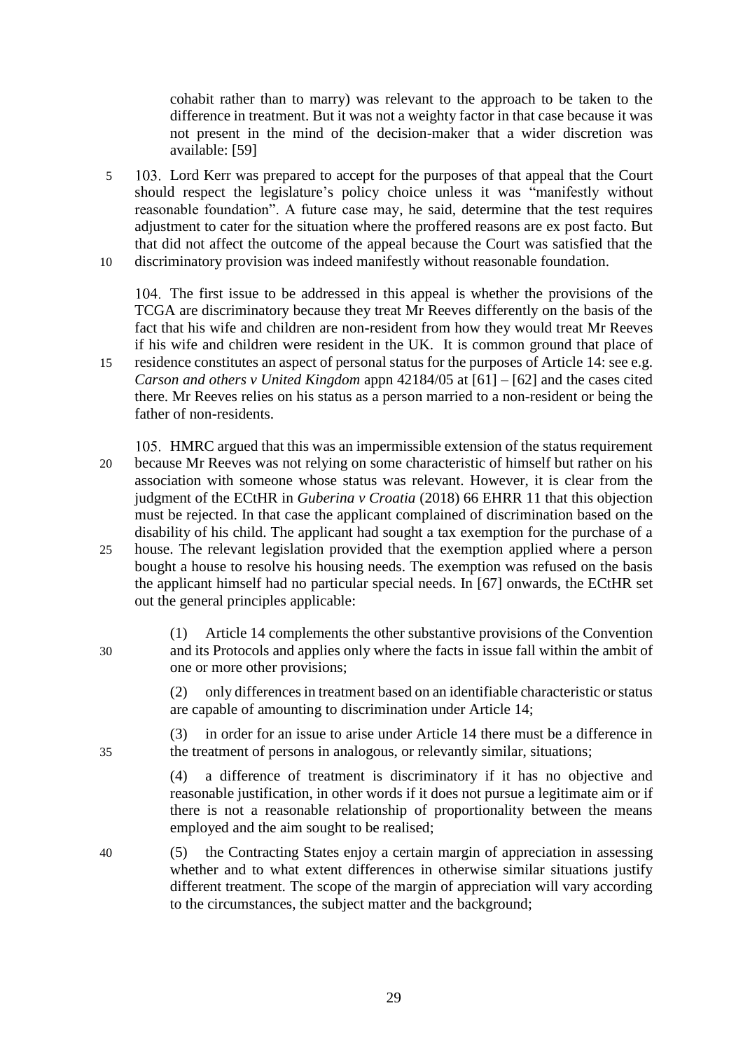cohabit rather than to marry) was relevant to the approach to be taken to the difference in treatment. But it was not a weighty factor in that case because it was not present in the mind of the decision-maker that a wider discretion was available: [59]

103. Lord Kerr was prepared to accept for the purposes of that appeal that the Court should respect the legislature's policy choice unless it was "manifestly without reasonable foundation". A future case may, he said, determine that the test requires adjustment to cater for the situation where the proffered reasons are ex post facto. But that did not affect the outcome of the appeal because the Court was satisfied that the discriminatory provision was indeed manifestly without reasonable foundation.

104. The first issue to be addressed in this appeal is whether the provisions of the TCGA are discriminatory because they treat Mr Reeves differently on the basis of the fact that his wife and children are non-resident from how they would treat Mr Reeves if his wife and children were resident in the UK. It is common ground that place of residence constitutes an aspect of personal status for the purposes of Article 14: see e.g. *Carson and others v United Kingdom* appn 42184/05 at [61] – [62] and the cases cited there. Mr Reeves relies on his status as a person married to a non-resident or being the father of non-residents.

105. HMRC argued that this was an impermissible extension of the status requirement because Mr Reeves was not relying on some characteristic of himself but rather on his association with someone whose status was relevant. However, it is clear from the judgment of the ECtHR in *Guberina v Croatia* (2018) 66 EHRR 11 that this objection must be rejected. In that case the applicant complained of discrimination based on the disability of his child. The applicant had sought a tax exemption for the purchase of a house. The relevant legislation provided that the exemption applied where a person bought a house to resolve his housing needs. The exemption was refused on the basis the applicant himself had no particular special needs. In [67] onwards, the ECtHR set out the general principles applicable:

> (1) Article 14 complements the other substantive provisions of the Convention and its Protocols and applies only where the facts in issue fall within the ambit of one or more other provisions;
>
> (2) only differences in treatment based on an identifiable characteristic or status are capable of amounting to discrimination under Article 14;
>
> (3) in order for an issue to arise under Article 14 there must be a difference in the treatment of persons in analogous, or relevantly similar, situations;
>
> (4) a difference of treatment is discriminatory if it has no objective and reasonable justification, in other words if it does not pursue a legitimate aim or if there is not a reasonable relationship of proportionality between the means employed and the aim sought to be realised;
>
> (5) the Contracting States enjoy a certain margin of appreciation in assessing whether and to what extent differences in otherwise similar situations justify different treatment. The scope of the margin of appreciation will vary according to the circumstances, the subject matter and the background;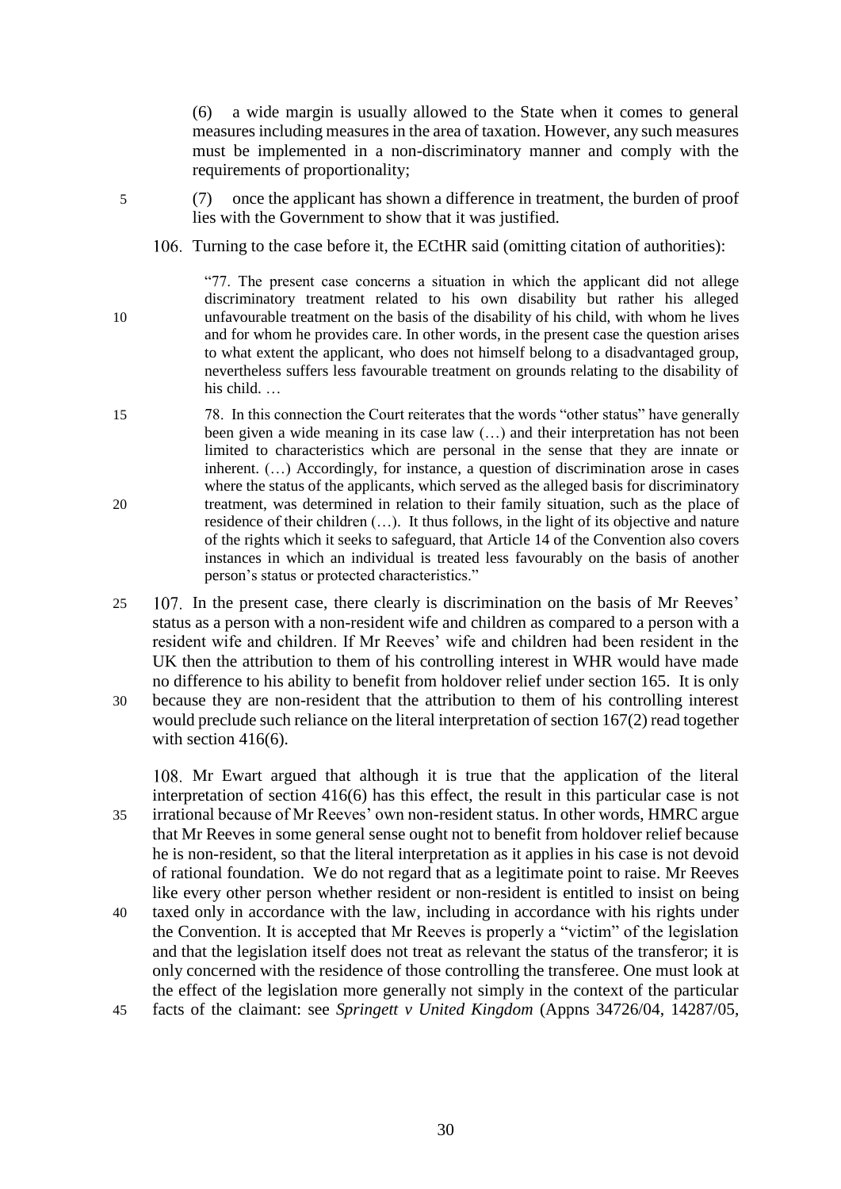(6) a wide margin is usually allowed to the State when it comes to general measures including measures in the area of taxation. However, any such measures must be implemented in a non-discriminatory manner and comply with the requirements of proportionality;

(7) once the applicant has shown a difference in treatment, the burden of proof lies with the Government to show that it was justified.

106. Turning to the case before it, the ECtHR said (omitting citation of authorities):

> "77. The present case concerns a situation in which the applicant did not allege discriminatory treatment related to his own disability but rather his alleged unfavourable treatment on the basis of the disability of his child, with whom he lives and for whom he provides care. In other words, in the present case the question arises to what extent the applicant, who does not himself belong to a disadvantaged group, nevertheless suffers less favourable treatment on grounds relating to the disability of his child. …
>
> 78. In this connection the Court reiterates that the words "other status" have generally been given a wide meaning in its case law (…) and their interpretation has not been limited to characteristics which are personal in the sense that they are innate or inherent. (…) Accordingly, for instance, a question of discrimination arose in cases where the status of the applicants, which served as the alleged basis for discriminatory treatment, was determined in relation to their family situation, such as the place of residence of their children (…). It thus follows, in the light of its objective and nature of the rights which it seeks to safeguard, that Article 14 of the Convention also covers instances in which an individual is treated less favourably on the basis of another person's status or protected characteristics."

107. In the present case, there clearly is discrimination on the basis of Mr Reeves' status as a person with a non-resident wife and children as compared to a person with a resident wife and children. If Mr Reeves' wife and children had been resident in the UK then the attribution to them of his controlling interest in WHR would have made no difference to his ability to benefit from holdover relief under section 165. It is only because they are non-resident that the attribution to them of his controlling interest would preclude such reliance on the literal interpretation of section 167(2) read together with section 416(6).

108. Mr Ewart argued that although it is true that the application of the literal interpretation of section 416(6) has this effect, the result in this particular case is not irrational because of Mr Reeves' own non-resident status. In other words, HMRC argue that Mr Reeves in some general sense ought not to benefit from holdover relief because he is non-resident, so that the literal interpretation as it applies in his case is not devoid of rational foundation. We do not regard that as a legitimate point to raise. Mr Reeves like every other person whether resident or non-resident is entitled to insist on being taxed only in accordance with the law, including in accordance with his rights under the Convention. It is accepted that Mr Reeves is properly a "victim" of the legislation and that the legislation itself does not treat as relevant the status of the transferor; it is only concerned with the residence of those controlling the transferee. One must look at the effect of the legislation more generally not simply in the context of the particular facts of the claimant: see *Springett v United Kingdom* (Appns 34726/04, 14287/05,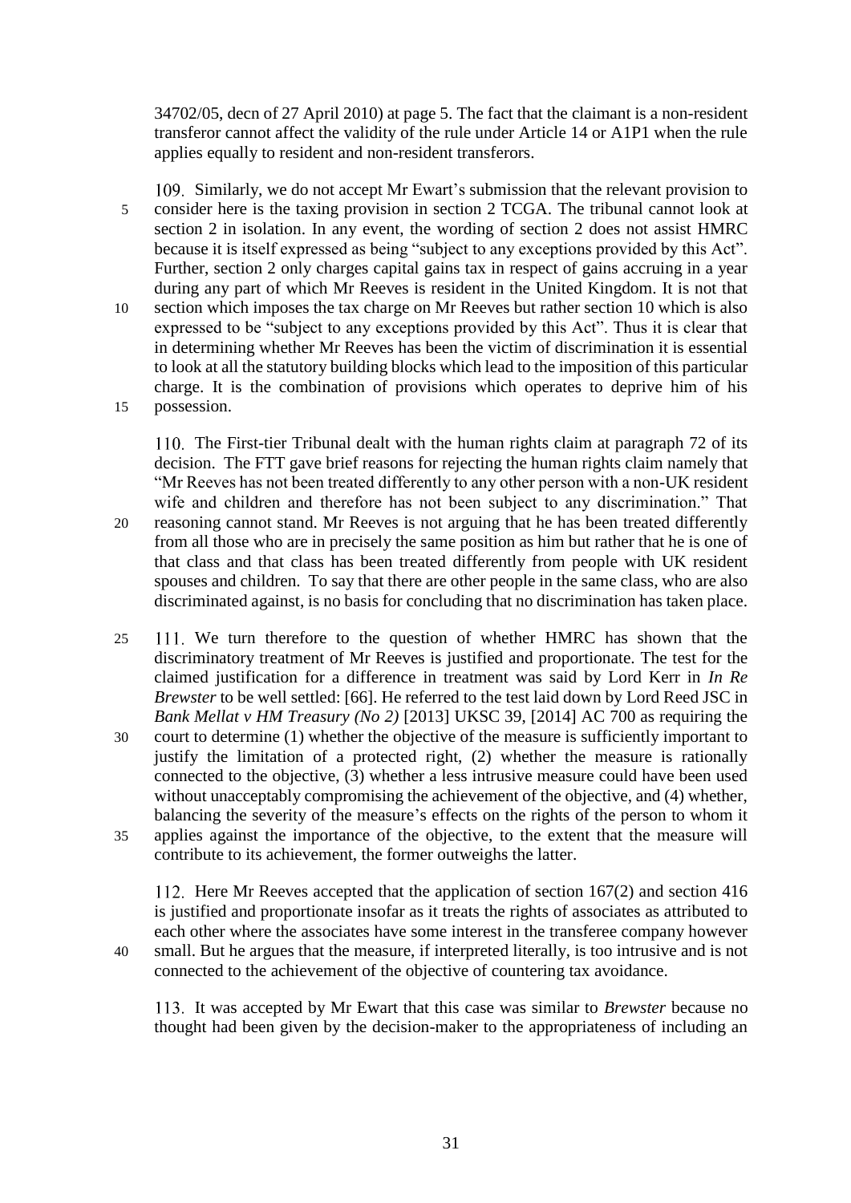34702/05, decn of 27 April 2010) at page 5. The fact that the claimant is a non-resident transferor cannot affect the validity of the rule under Article 14 or A1P1 when the rule applies equally to resident and non-resident transferors.

109. Similarly, we do not accept Mr Ewart's submission that the relevant provision to consider here is the taxing provision in section 2 TCGA. The tribunal cannot look at section 2 in isolation. In any event, the wording of section 2 does not assist HMRC because it is itself expressed as being "subject to any exceptions provided by this Act". Further, section 2 only charges capital gains tax in respect of gains accruing in a year during any part of which Mr Reeves is resident in the United Kingdom. It is not that section which imposes the tax charge on Mr Reeves but rather section 10 which is also expressed to be "subject to any exceptions provided by this Act". Thus it is clear that in determining whether Mr Reeves has been the victim of discrimination it is essential to look at all the statutory building blocks which lead to the imposition of this particular charge. It is the combination of provisions which operates to deprive him of his possession.

110. The First-tier Tribunal dealt with the human rights claim at paragraph 72 of its decision. The FTT gave brief reasons for rejecting the human rights claim namely that "Mr Reeves has not been treated differently to any other person with a non-UK resident wife and children and therefore has not been subject to any discrimination." That reasoning cannot stand. Mr Reeves is not arguing that he has been treated differently from all those who are in precisely the same position as him but rather that he is one of that class and that class has been treated differently from people with UK resident spouses and children. To say that there are other people in the same class, who are also discriminated against, is no basis for concluding that no discrimination has taken place.

111. We turn therefore to the question of whether HMRC has shown that the discriminatory treatment of Mr Reeves is justified and proportionate. The test for the claimed justification for a difference in treatment was said by Lord Kerr in *In Re Brewster* to be well settled: [66]. He referred to the test laid down by Lord Reed JSC in *Bank Mellat v HM Treasury (No 2)* [2013] UKSC 39, [2014] AC 700 as requiring the court to determine (1) whether the objective of the measure is sufficiently important to justify the limitation of a protected right, (2) whether the measure is rationally connected to the objective, (3) whether a less intrusive measure could have been used without unacceptably compromising the achievement of the objective, and (4) whether, balancing the severity of the measure's effects on the rights of the person to whom it applies against the importance of the objective, to the extent that the measure will contribute to its achievement, the former outweighs the latter.

112. Here Mr Reeves accepted that the application of section 167(2) and section 416 is justified and proportionate insofar as it treats the rights of associates as attributed to each other where the associates have some interest in the transferee company however small. But he argues that the measure, if interpreted literally, is too intrusive and is not connected to the achievement of the objective of countering tax avoidance.

113. It was accepted by Mr Ewart that this case was similar to *Brewster* because no thought had been given by the decision-maker to the appropriateness of including an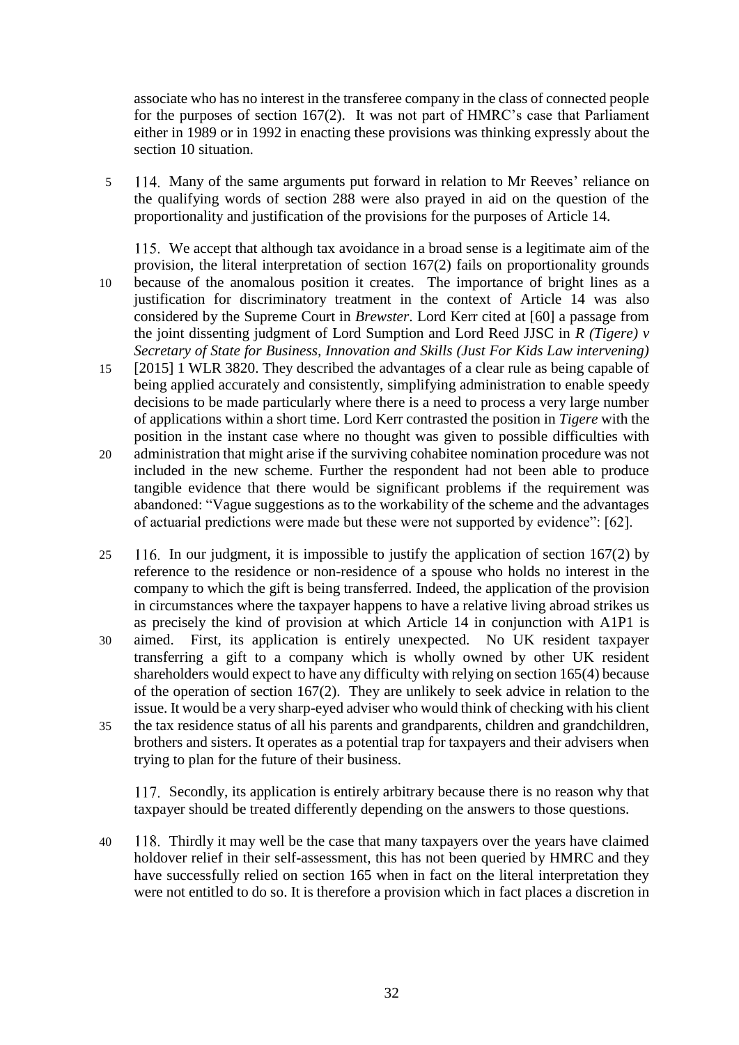associate who has no interest in the transferee company in the class of connected people for the purposes of section 167(2). It was not part of HMRC's case that Parliament either in 1989 or in 1992 in enacting these provisions was thinking expressly about the section 10 situation.

114. Many of the same arguments put forward in relation to Mr Reeves' reliance on the qualifying words of section 288 were also prayed in aid on the question of the proportionality and justification of the provisions for the purposes of Article 14.

115. We accept that although tax avoidance in a broad sense is a legitimate aim of the provision, the literal interpretation of section 167(2) fails on proportionality grounds because of the anomalous position it creates. The importance of bright lines as a justification for discriminatory treatment in the context of Article 14 was also considered by the Supreme Court in *Brewster*. Lord Kerr cited at [60] a passage from the joint dissenting judgment of Lord Sumption and Lord Reed JJSC in *R (Tigere) v Secretary of State for Business, Innovation and Skills (Just For Kids Law intervening)* [2015] 1 WLR 3820. They described the advantages of a clear rule as being capable of being applied accurately and consistently, simplifying administration to enable speedy decisions to be made particularly where there is a need to process a very large number of applications within a short time. Lord Kerr contrasted the position in *Tigere* with the position in the instant case where no thought was given to possible difficulties with administration that might arise if the surviving cohabitee nomination procedure was not included in the new scheme. Further the respondent had not been able to produce tangible evidence that there would be significant problems if the requirement was abandoned: "Vague suggestions as to the workability of the scheme and the advantages of actuarial predictions were made but these were not supported by evidence": [62].

116. In our judgment, it is impossible to justify the application of section 167(2) by reference to the residence or non-residence of a spouse who holds no interest in the company to which the gift is being transferred. Indeed, the application of the provision in circumstances where the taxpayer happens to have a relative living abroad strikes us as precisely the kind of provision at which Article 14 in conjunction with A1P1 is aimed. First, its application is entirely unexpected. No UK resident taxpayer transferring a gift to a company which is wholly owned by other UK resident shareholders would expect to have any difficulty with relying on section 165(4) because of the operation of section 167(2). They are unlikely to seek advice in relation to the issue. It would be a very sharp-eyed adviser who would think of checking with his client the tax residence status of all his parents and grandparents, children and grandchildren, brothers and sisters. It operates as a potential trap for taxpayers and their advisers when trying to plan for the future of their business.

117. Secondly, its application is entirely arbitrary because there is no reason why that taxpayer should be treated differently depending on the answers to those questions.

118. Thirdly it may well be the case that many taxpayers over the years have claimed holdover relief in their self-assessment, this has not been queried by HMRC and they have successfully relied on section 165 when in fact on the literal interpretation they were not entitled to do so. It is therefore a provision which in fact places a discretion in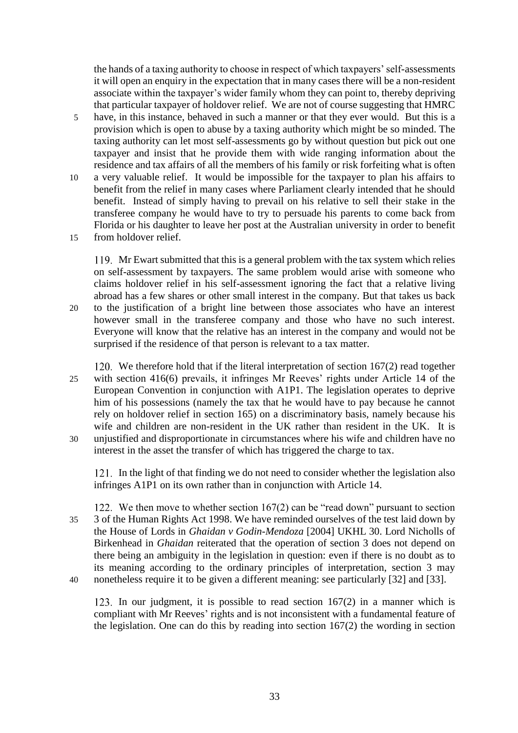the hands of a taxing authority to choose in respect of which taxpayers' self-assessments it will open an enquiry in the expectation that in many cases there will be a non-resident associate within the taxpayer's wider family whom they can point to, thereby depriving that particular taxpayer of holdover relief. We are not of course suggesting that HMRC have, in this instance, behaved in such a manner or that they ever would. But this is a provision which is open to abuse by a taxing authority which might be so minded. The taxing authority can let most self-assessments go by without question but pick out one taxpayer and insist that he provide them with wide ranging information about the residence and tax affairs of all the members of his family or risk forfeiting what is often a very valuable relief. It would be impossible for the taxpayer to plan his affairs to benefit from the relief in many cases where Parliament clearly intended that he should benefit. Instead of simply having to prevail on his relative to sell their stake in the transferee company he would have to try to persuade his parents to come back from Florida or his daughter to leave her post at the Australian university in order to benefit from holdover relief.

119. Mr Ewart submitted that this is a general problem with the tax system which relies on self-assessment by taxpayers. The same problem would arise with someone who claims holdover relief in his self-assessment ignoring the fact that a relative living abroad has a few shares or other small interest in the company. But that takes us back to the justification of a bright line between those associates who have an interest however small in the transferee company and those who have no such interest. Everyone will know that the relative has an interest in the company and would not be surprised if the residence of that person is relevant to a tax matter.

120. We therefore hold that if the literal interpretation of section 167(2) read together with section 416(6) prevails, it infringes Mr Reeves' rights under Article 14 of the European Convention in conjunction with A1P1. The legislation operates to deprive him of his possessions (namely the tax that he would have to pay because he cannot rely on holdover relief in section 165) on a discriminatory basis, namely because his wife and children are non-resident in the UK rather than resident in the UK. It is unjustified and disproportionate in circumstances where his wife and children have no interest in the asset the transfer of which has triggered the charge to tax.

121. In the light of that finding we do not need to consider whether the legislation also infringes A1P1 on its own rather than in conjunction with Article 14.

122. We then move to whether section 167(2) can be "read down" pursuant to section 3 of the Human Rights Act 1998. We have reminded ourselves of the test laid down by the House of Lords in *Ghaidan v Godin-Mendoza* [2004] UKHL 30. Lord Nicholls of Birkenhead in *Ghaidan* reiterated that the operation of section 3 does not depend on there being an ambiguity in the legislation in question: even if there is no doubt as to its meaning according to the ordinary principles of interpretation, section 3 may nonetheless require it to be given a different meaning: see particularly [32] and [33].

123. In our judgment, it is possible to read section 167(2) in a manner which is compliant with Mr Reeves' rights and is not inconsistent with a fundamental feature of the legislation. One can do this by reading into section 167(2) the wording in section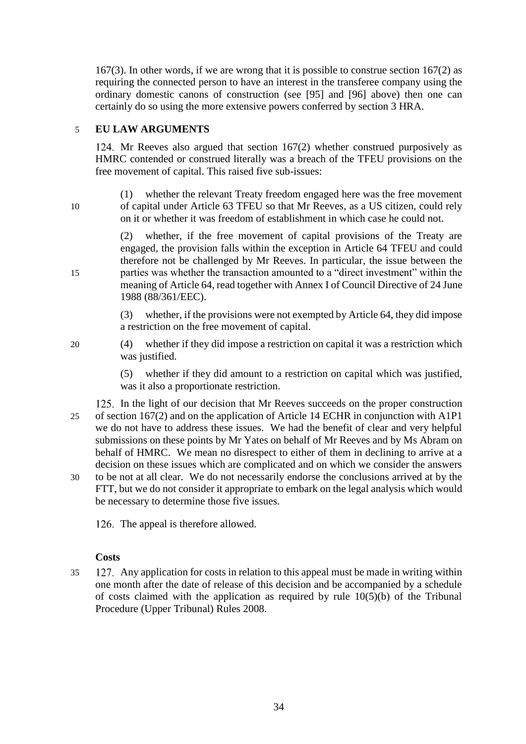167(3). In other words, if we are wrong that it is possible to construe section 167(2) as requiring the connected person to have an interest in the transferee company using the ordinary domestic canons of construction (see [95] and [96] above) then one can certainly do so using the more extensive powers conferred by section 3 HRA.

## EU LAW ARGUMENTS

124. Mr Reeves also argued that section 167(2) whether construed purposively as HMRC contended or construed literally was a breach of the TFEU provisions on the free movement of capital. This raised five sub-issues:

> (1) whether the relevant Treaty freedom engaged here was the free movement of capital under Article 63 TFEU so that Mr Reeves, as a US citizen, could rely on it or whether it was freedom of establishment in which case he could not.
>
> (2) whether, if the free movement of capital provisions of the Treaty are engaged, the provision falls within the exception in Article 64 TFEU and could therefore not be challenged by Mr Reeves. In particular, the issue between the parties was whether the transaction amounted to a "direct investment" within the meaning of Article 64, read together with Annex I of Council Directive of 24 June 1988 (88/361/EEC).
>
> (3) whether, if the provisions were not exempted by Article 64, they did impose a restriction on the free movement of capital.
>
> (4) whether if they did impose a restriction on capital it was a restriction which was justified.
>
> (5) whether if they did amount to a restriction on capital which was justified, was it also a proportionate restriction.

125. In the light of our decision that Mr Reeves succeeds on the proper construction of section 167(2) and on the application of Article 14 ECHR in conjunction with A1P1 we do not have to address these issues. We had the benefit of clear and very helpful submissions on these points by Mr Yates on behalf of Mr Reeves and by Ms Abram on behalf of HMRC. We mean no disrespect to either of them in declining to arrive at a decision on these issues which are complicated and on which we consider the answers to be not at all clear. We do not necessarily endorse the conclusions arrived at by the FTT, but we do not consider it appropriate to embark on the legal analysis which would be necessary to determine those five issues.

126. The appeal is therefore allowed.

### Costs

127. Any application for costs in relation to this appeal must be made in writing within one month after the date of release of this decision and be accompanied by a schedule of costs claimed with the application as required by rule 10(5)(b) of the Tribunal Procedure (Upper Tribunal) Rules 2008.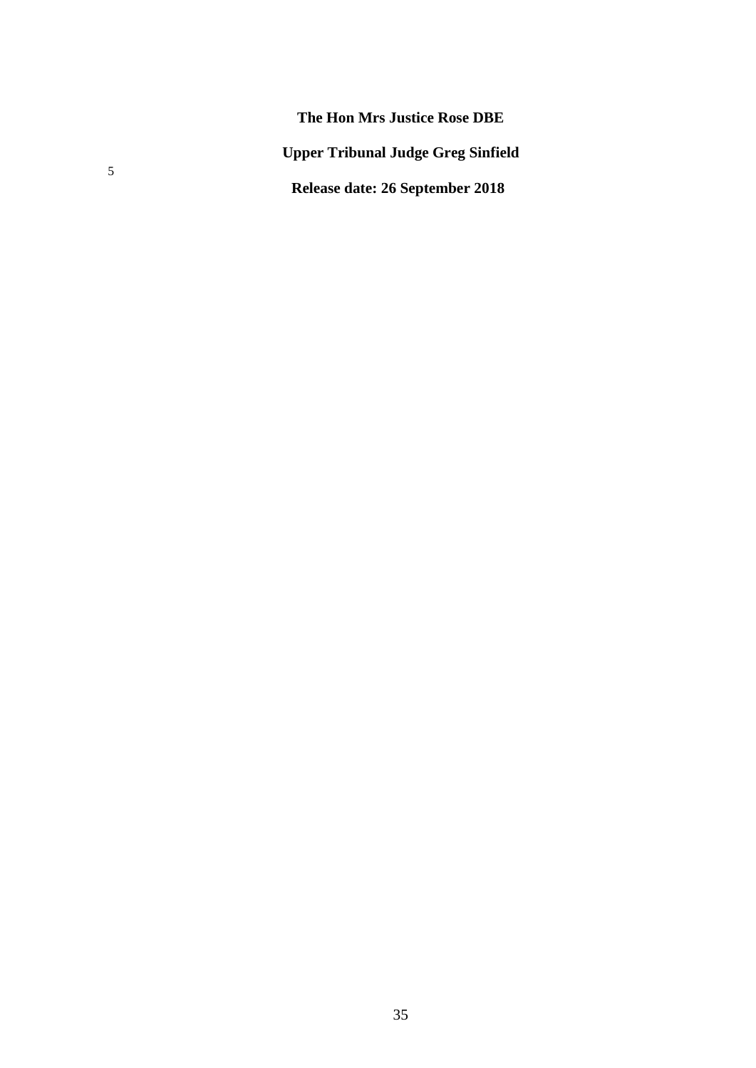**The Hon Mrs Justice Rose DBE**

**Upper Tribunal Judge Greg Sinfield**

**Release date: 26 September 2018**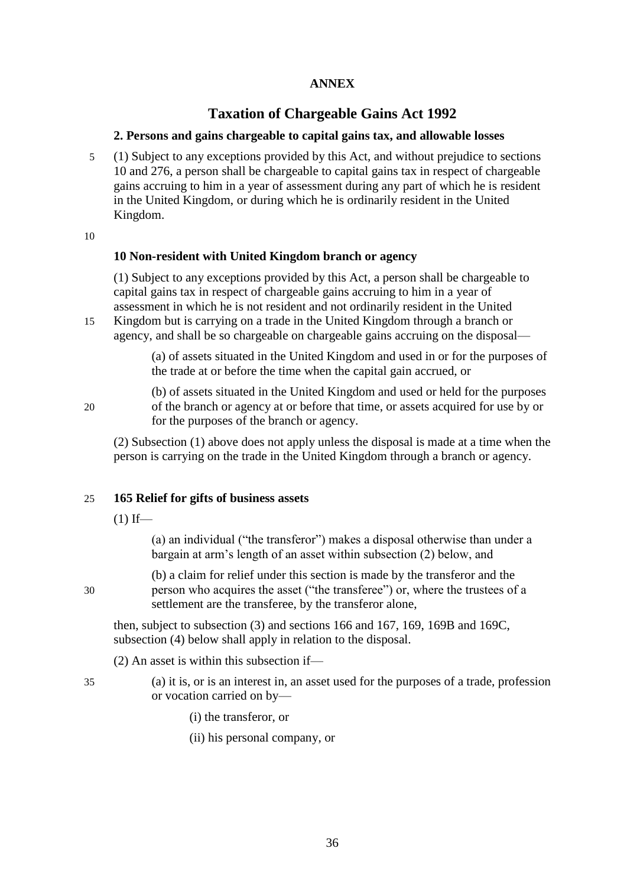**ANNEX**

# Taxation of Chargeable Gains Act 1992

### 2. Persons and gains chargeable to capital gains tax, and allowable losses

(1) Subject to any exceptions provided by this Act, and without prejudice to sections 10 and 276, a person shall be chargeable to capital gains tax in respect of chargeable gains accruing to him in a year of assessment during any part of which he is resident in the United Kingdom, or during which he is ordinarily resident in the United Kingdom.

### 10 Non-resident with United Kingdom branch or agency

(1) Subject to any exceptions provided by this Act, a person shall be chargeable to capital gains tax in respect of chargeable gains accruing to him in a year of assessment in which he is not resident and not ordinarily resident in the United Kingdom but is carrying on a trade in the United Kingdom through a branch or agency, and shall be so chargeable on chargeable gains accruing on the disposal—

(a) of assets situated in the United Kingdom and used in or for the purposes of the trade at or before the time when the capital gain accrued, or

(b) of assets situated in the United Kingdom and used or held for the purposes of the branch or agency at or before that time, or assets acquired for use by or for the purposes of the branch or agency.

(2) Subsection (1) above does not apply unless the disposal is made at a time when the person is carrying on the trade in the United Kingdom through a branch or agency.

### 165 Relief for gifts of business assets

(1) If—

(a) an individual ("the transferor") makes a disposal otherwise than under a bargain at arm's length of an asset within subsection (2) below, and

(b) a claim for relief under this section is made by the transferor and the person who acquires the asset ("the transferee") or, where the trustees of a settlement are the transferee, by the transferor alone,

then, subject to subsection (3) and sections 166 and 167, 169, 169B and 169C, subsection (4) below shall apply in relation to the disposal.

(2) An asset is within this subsection if—

(a) it is, or is an interest in, an asset used for the purposes of a trade, profession or vocation carried on by—

(i) the transferor, or

(ii) his personal company, or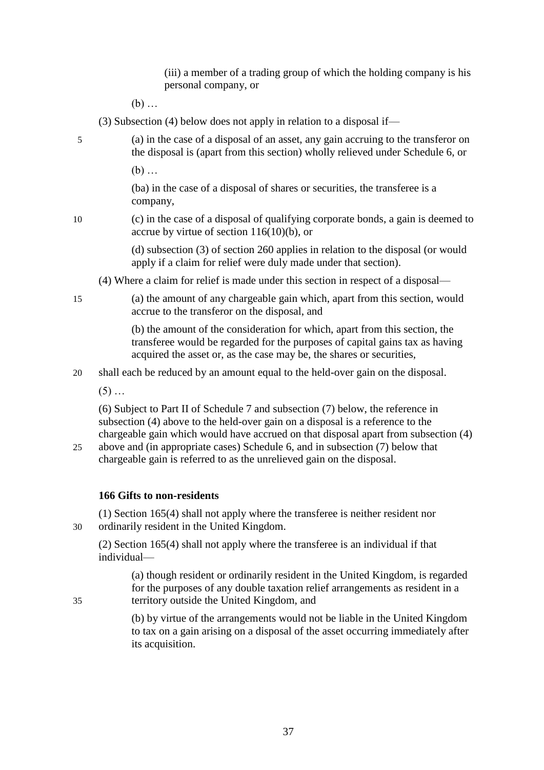(iii) a member of a trading group of which the holding company is his personal company, or

(b) …

(3) Subsection (4) below does not apply in relation to a disposal if—

(a) in the case of a disposal of an asset, any gain accruing to the transferor on the disposal is (apart from this section) wholly relieved under Schedule 6, or

(b) …

(ba) in the case of a disposal of shares or securities, the transferee is a company,

(c) in the case of a disposal of qualifying corporate bonds, a gain is deemed to accrue by virtue of section 116(10)(b), or

(d) subsection (3) of section 260 applies in relation to the disposal (or would apply if a claim for relief were duly made under that section).

(4) Where a claim for relief is made under this section in respect of a disposal—

(a) the amount of any chargeable gain which, apart from this section, would accrue to the transferor on the disposal, and

(b) the amount of the consideration for which, apart from this section, the transferee would be regarded for the purposes of capital gains tax as having acquired the asset or, as the case may be, the shares or securities,

shall each be reduced by an amount equal to the held-over gain on the disposal.

(5) …

(6) Subject to Part II of Schedule 7 and subsection (7) below, the reference in subsection (4) above to the held-over gain on a disposal is a reference to the chargeable gain which would have accrued on that disposal apart from subsection (4) above and (in appropriate cases) Schedule 6, and in subsection (7) below that chargeable gain is referred to as the unrelieved gain on the disposal.

**166 Gifts to non-residents**

(1) Section 165(4) shall not apply where the transferee is neither resident nor ordinarily resident in the United Kingdom.

(2) Section 165(4) shall not apply where the transferee is an individual if that individual—

(a) though resident or ordinarily resident in the United Kingdom, is regarded for the purposes of any double taxation relief arrangements as resident in a territory outside the United Kingdom, and

(b) by virtue of the arrangements would not be liable in the United Kingdom to tax on a gain arising on a disposal of the asset occurring immediately after its acquisition.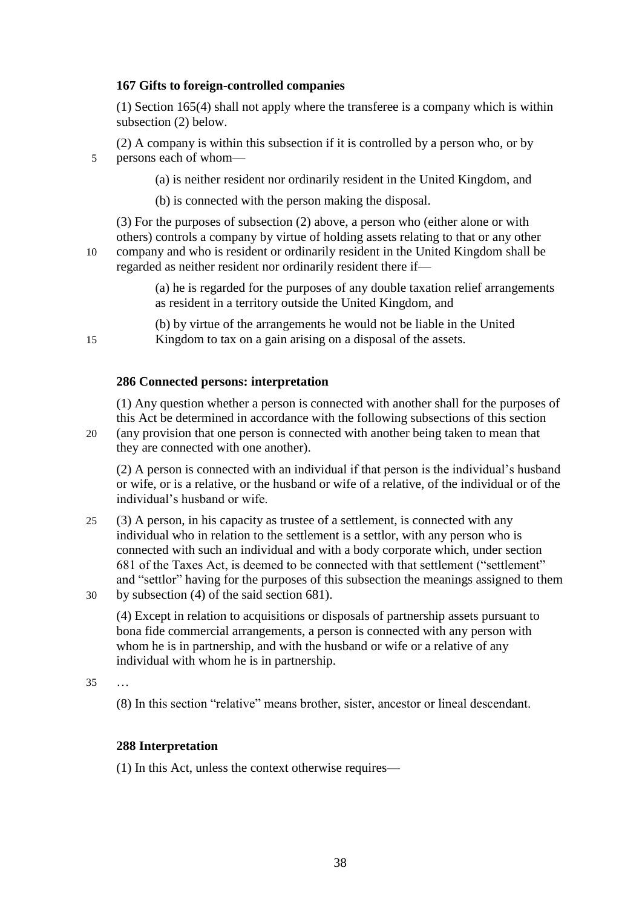### 167 Gifts to foreign-controlled companies

(1) Section 165(4) shall not apply where the transferee is a company which is within subsection (2) below.

(2) A company is within this subsection if it is controlled by a person who, or by persons each of whom—

(a) is neither resident nor ordinarily resident in the United Kingdom, and

(b) is connected with the person making the disposal.

(3) For the purposes of subsection (2) above, a person who (either alone or with others) controls a company by virtue of holding assets relating to that or any other company and who is resident or ordinarily resident in the United Kingdom shall be regarded as neither resident nor ordinarily resident there if—

(a) he is regarded for the purposes of any double taxation relief arrangements as resident in a territory outside the United Kingdom, and

(b) by virtue of the arrangements he would not be liable in the United Kingdom to tax on a gain arising on a disposal of the assets.

### 286 Connected persons: interpretation

(1) Any question whether a person is connected with another shall for the purposes of this Act be determined in accordance with the following subsections of this section (any provision that one person is connected with another being taken to mean that they are connected with one another).

(2) A person is connected with an individual if that person is the individual's husband or wife, or is a relative, or the husband or wife of a relative, of the individual or of the individual's husband or wife.

(3) A person, in his capacity as trustee of a settlement, is connected with any individual who in relation to the settlement is a settlor, with any person who is connected with such an individual and with a body corporate which, under section 681 of the Taxes Act, is deemed to be connected with that settlement ("settlement" and "settlor" having for the purposes of this subsection the meanings assigned to them by subsection (4) of the said section 681).

(4) Except in relation to acquisitions or disposals of partnership assets pursuant to bona fide commercial arrangements, a person is connected with any person with whom he is in partnership, and with the husband or wife or a relative of any individual with whom he is in partnership.

…

(8) In this section "relative" means brother, sister, ancestor or lineal descendant.

### 288 Interpretation

(1) In this Act, unless the context otherwise requires—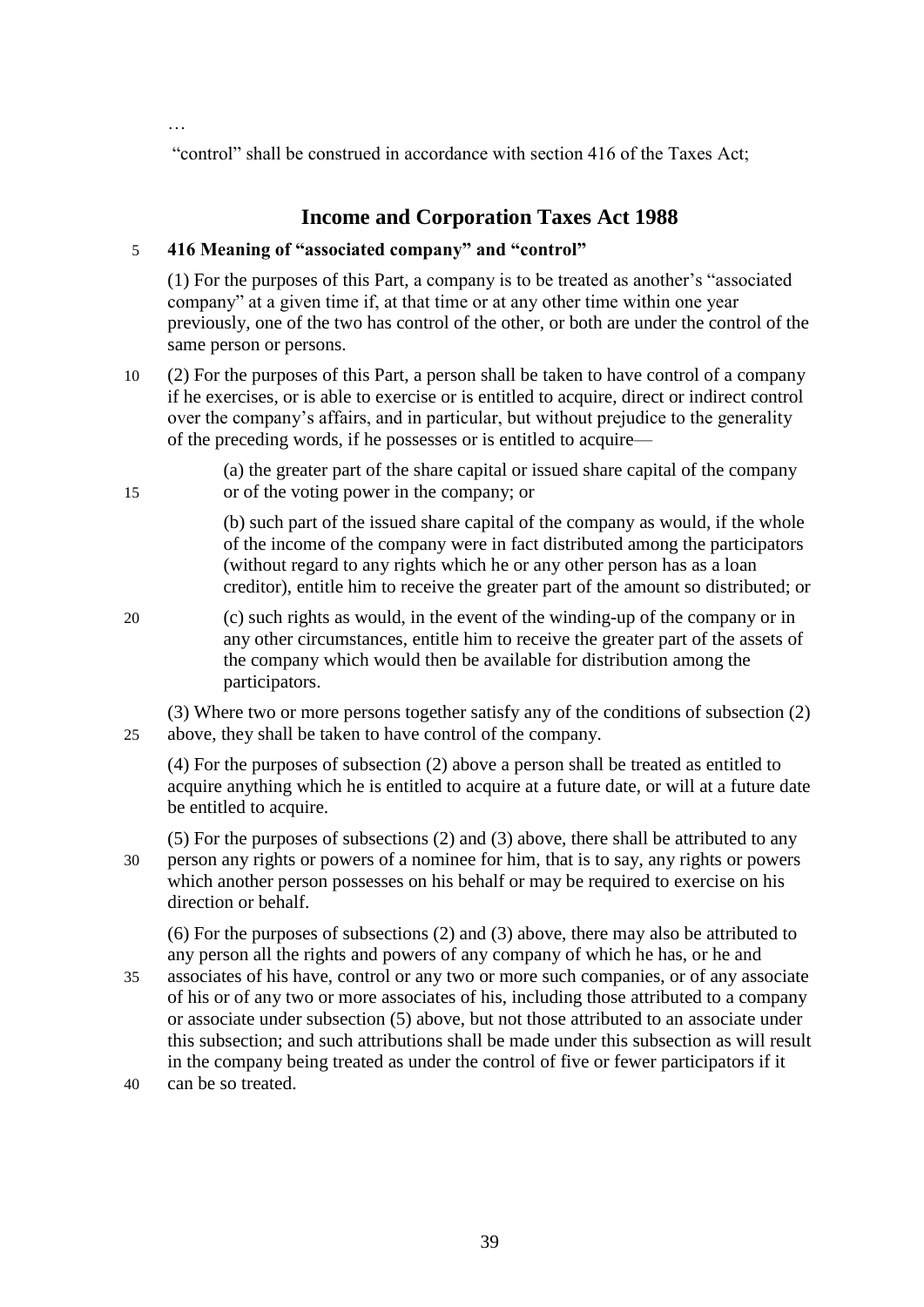…

"control" shall be construed in accordance with section 416 of the Taxes Act;

## Income and Corporation Taxes Act 1988

**416 Meaning of "associated company" and "control"**

(1) For the purposes of this Part, a company is to be treated as another's "associated company" at a given time if, at that time or at any other time within one year previously, one of the two has control of the other, or both are under the control of the same person or persons.

(2) For the purposes of this Part, a person shall be taken to have control of a company if he exercises, or is able to exercise or is entitled to acquire, direct or indirect control over the company's affairs, and in particular, but without prejudice to the generality of the preceding words, if he possesses or is entitled to acquire—

> (a) the greater part of the share capital or issued share capital of the company or of the voting power in the company; or
>
> (b) such part of the issued share capital of the company as would, if the whole of the income of the company were in fact distributed among the participators (without regard to any rights which he or any other person has as a loan creditor), entitle him to receive the greater part of the amount so distributed; or
>
> (c) such rights as would, in the event of the winding-up of the company or in any other circumstances, entitle him to receive the greater part of the assets of the company which would then be available for distribution among the participators.

(3) Where two or more persons together satisfy any of the conditions of subsection (2) above, they shall be taken to have control of the company.

(4) For the purposes of subsection (2) above a person shall be treated as entitled to acquire anything which he is entitled to acquire at a future date, or will at a future date be entitled to acquire.

(5) For the purposes of subsections (2) and (3) above, there shall be attributed to any person any rights or powers of a nominee for him, that is to say, any rights or powers which another person possesses on his behalf or may be required to exercise on his direction or behalf.

(6) For the purposes of subsections (2) and (3) above, there may also be attributed to any person all the rights and powers of any company of which he has, or he and associates of his have, control or any two or more such companies, or of any associate of his or of any two or more associates of his, including those attributed to a company or associate under subsection (5) above, but not those attributed to an associate under this subsection; and such attributions shall be made under this subsection as will result in the company being treated as under the control of five or fewer participators if it can be so treated.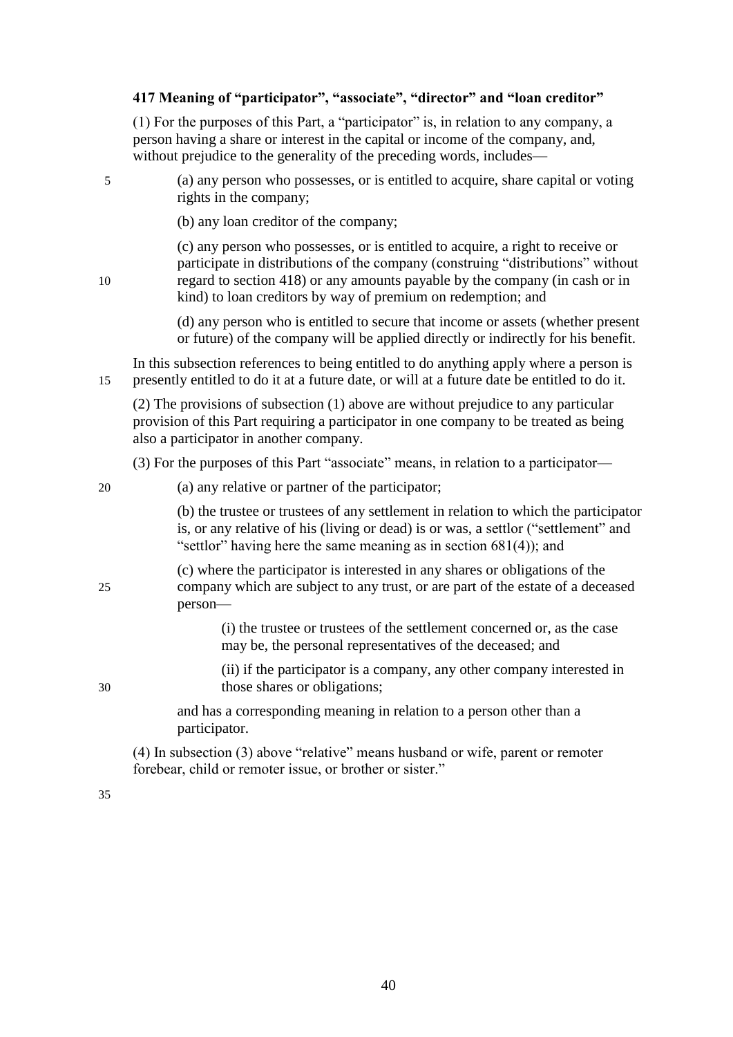**417 Meaning of "participator", "associate", "director" and "loan creditor"**

(1) For the purposes of this Part, a "participator" is, in relation to any company, a person having a share or interest in the capital or income of the company, and, without prejudice to the generality of the preceding words, includes—

(a) any person who possesses, or is entitled to acquire, share capital or voting rights in the company;

(b) any loan creditor of the company;

(c) any person who possesses, or is entitled to acquire, a right to receive or participate in distributions of the company (construing "distributions" without regard to section 418) or any amounts payable by the company (in cash or in kind) to loan creditors by way of premium on redemption; and

(d) any person who is entitled to secure that income or assets (whether present or future) of the company will be applied directly or indirectly for his benefit.

In this subsection references to being entitled to do anything apply where a person is presently entitled to do it at a future date, or will at a future date be entitled to do it.

(2) The provisions of subsection (1) above are without prejudice to any particular provision of this Part requiring a participator in one company to be treated as being also a participator in another company.

(3) For the purposes of this Part "associate" means, in relation to a participator—

(a) any relative or partner of the participator;

(b) the trustee or trustees of any settlement in relation to which the participator is, or any relative of his (living or dead) is or was, a settlor ("settlement" and "settlor" having here the same meaning as in section 681(4)); and

(c) where the participator is interested in any shares or obligations of the company which are subject to any trust, or are part of the estate of a deceased person—

(i) the trustee or trustees of the settlement concerned or, as the case may be, the personal representatives of the deceased; and

(ii) if the participator is a company, any other company interested in those shares or obligations;

and has a corresponding meaning in relation to a person other than a participator.

(4) In subsection (3) above "relative" means husband or wife, parent or remoter forebear, child or remoter issue, or brother or sister."